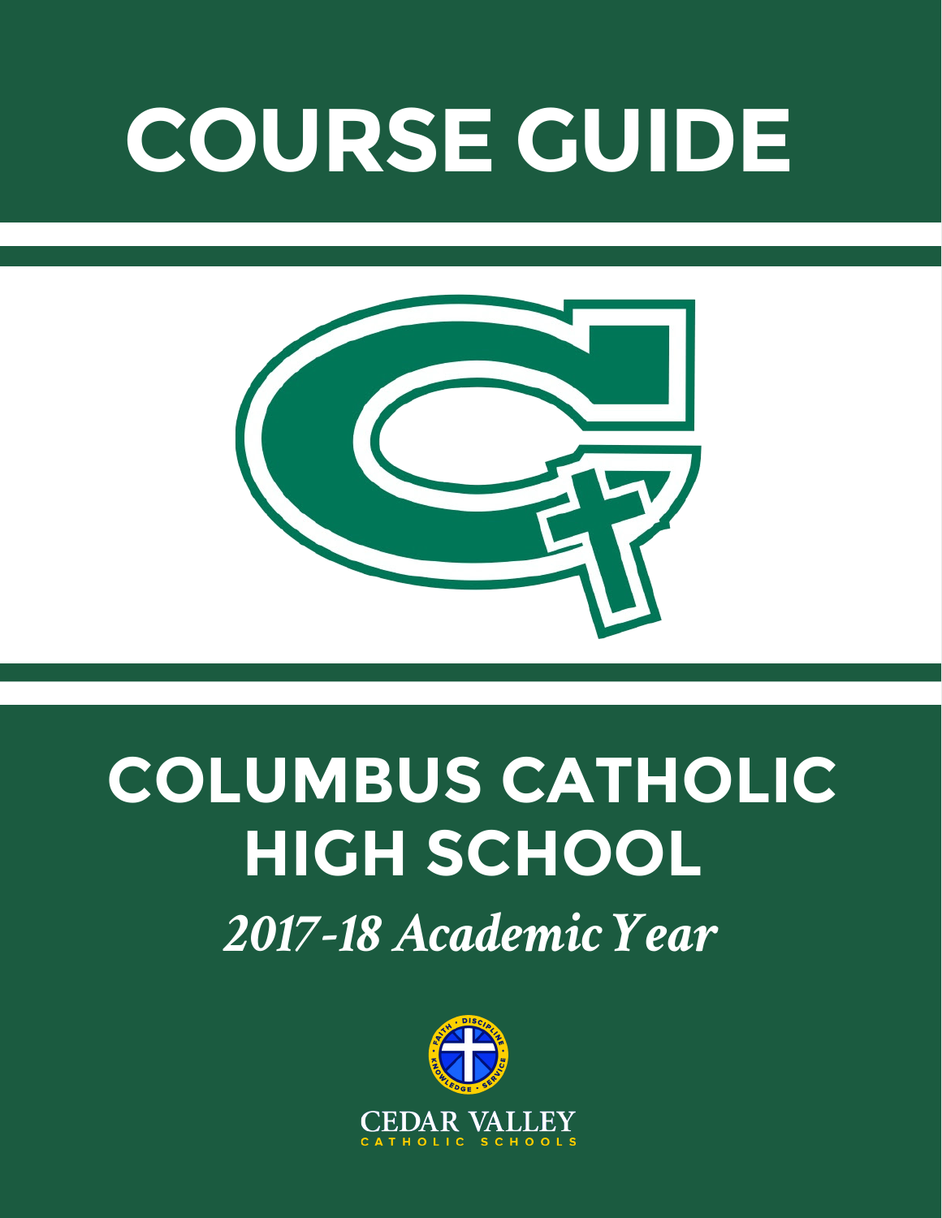# COURSE GUIDE

# COLUMBUS CATHOLIC HIGH SCHOOL

*2017-18 Academic Year*

FAITH • DISCIPLINE • SERVICE • KNOWLEDGE

CEDAR VALLEY

CATHOLIC SCHOOLS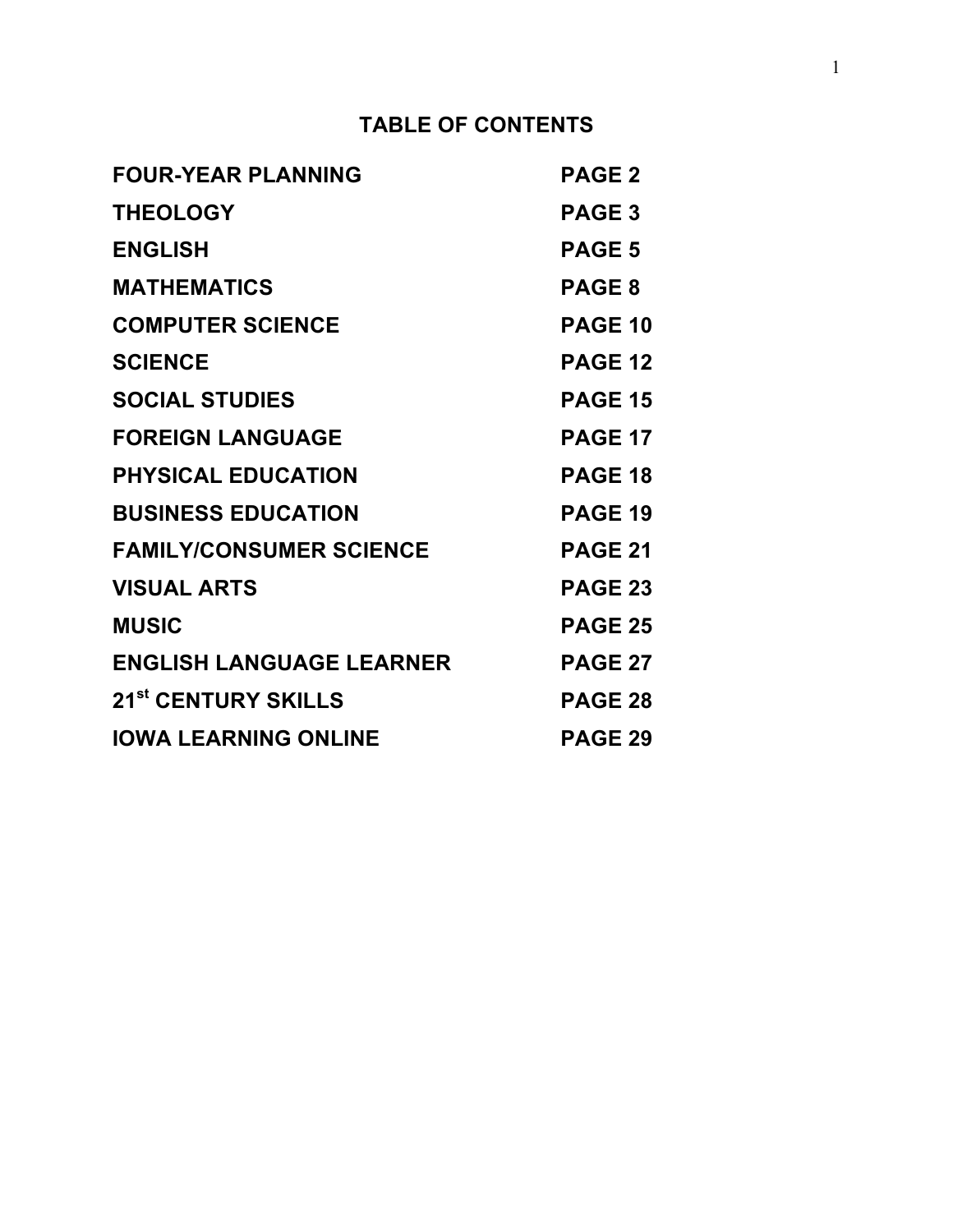# TABLE OF CONTENTS

| | |
|---|---|
| **FOUR-YEAR PLANNING** | **PAGE 2** |
| **THEOLOGY** | **PAGE 3** |
| **ENGLISH** | **PAGE 5** |
| **MATHEMATICS** | **PAGE 8** |
| **COMPUTER SCIENCE** | **PAGE 10** |
| **SCIENCE** | **PAGE 12** |
| **SOCIAL STUDIES** | **PAGE 15** |
| **FOREIGN LANGUAGE** | **PAGE 17** |
| **PHYSICAL EDUCATION** | **PAGE 18** |
| **BUSINESS EDUCATION** | **PAGE 19** |
| **FAMILY/CONSUMER SCIENCE** | **PAGE 21** |
| **VISUAL ARTS** | **PAGE 23** |
| **MUSIC** | **PAGE 25** |
| **ENGLISH LANGUAGE LEARNER** | **PAGE 27** |
| **21st CENTURY SKILLS** | **PAGE 28** |
| **IOWA LEARNING ONLINE** | **PAGE 29** |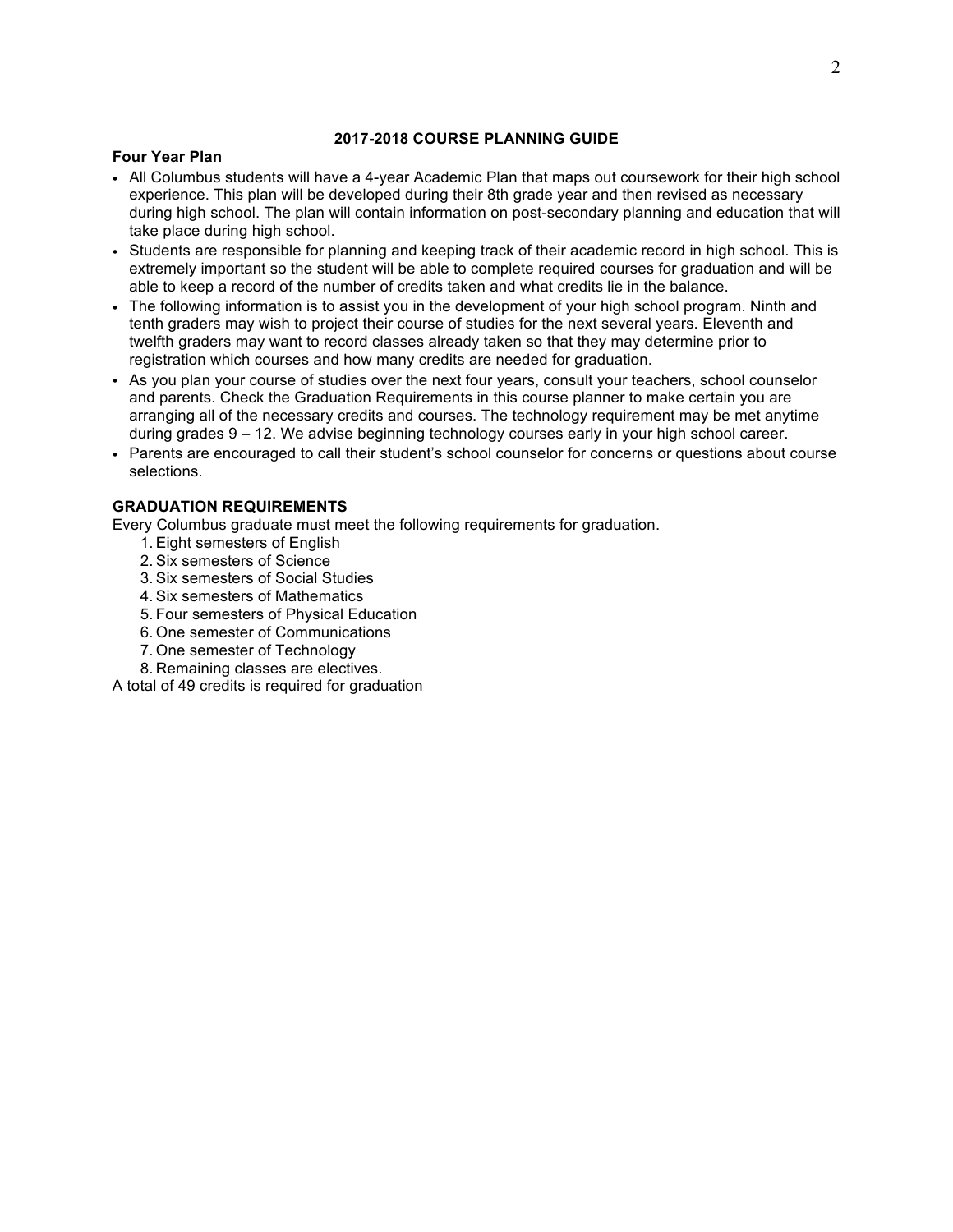# 2017-2018 COURSE PLANNING GUIDE

**Four Year Plan**

- All Columbus students will have a 4-year Academic Plan that maps out coursework for their high school experience. This plan will be developed during their 8th grade year and then revised as necessary during high school. The plan will contain information on post-secondary planning and education that will take place during high school.
- Students are responsible for planning and keeping track of their academic record in high school. This is extremely important so the student will be able to complete required courses for graduation and will be able to keep a record of the number of credits taken and what credits lie in the balance.
- The following information is to assist you in the development of your high school program. Ninth and tenth graders may wish to project their course of studies for the next several years. Eleventh and twelfth graders may want to record classes already taken so that they may determine prior to registration which courses and how many credits are needed for graduation.
- As you plan your course of studies over the next four years, consult your teachers, school counselor and parents. Check the Graduation Requirements in this course planner to make certain you are arranging all of the necessary credits and courses. The technology requirement may be met anytime during grades 9 – 12. We advise beginning technology courses early in your high school career.
- Parents are encouraged to call their student's school counselor for concerns or questions about course selections.

**GRADUATION REQUIREMENTS**

Every Columbus graduate must meet the following requirements for graduation.

1. Eight semesters of English
2. Six semesters of Science
3. Six semesters of Social Studies
4. Six semesters of Mathematics
5. Four semesters of Physical Education
6. One semester of Communications
7. One semester of Technology
8. Remaining classes are electives.

A total of 49 credits is required for graduation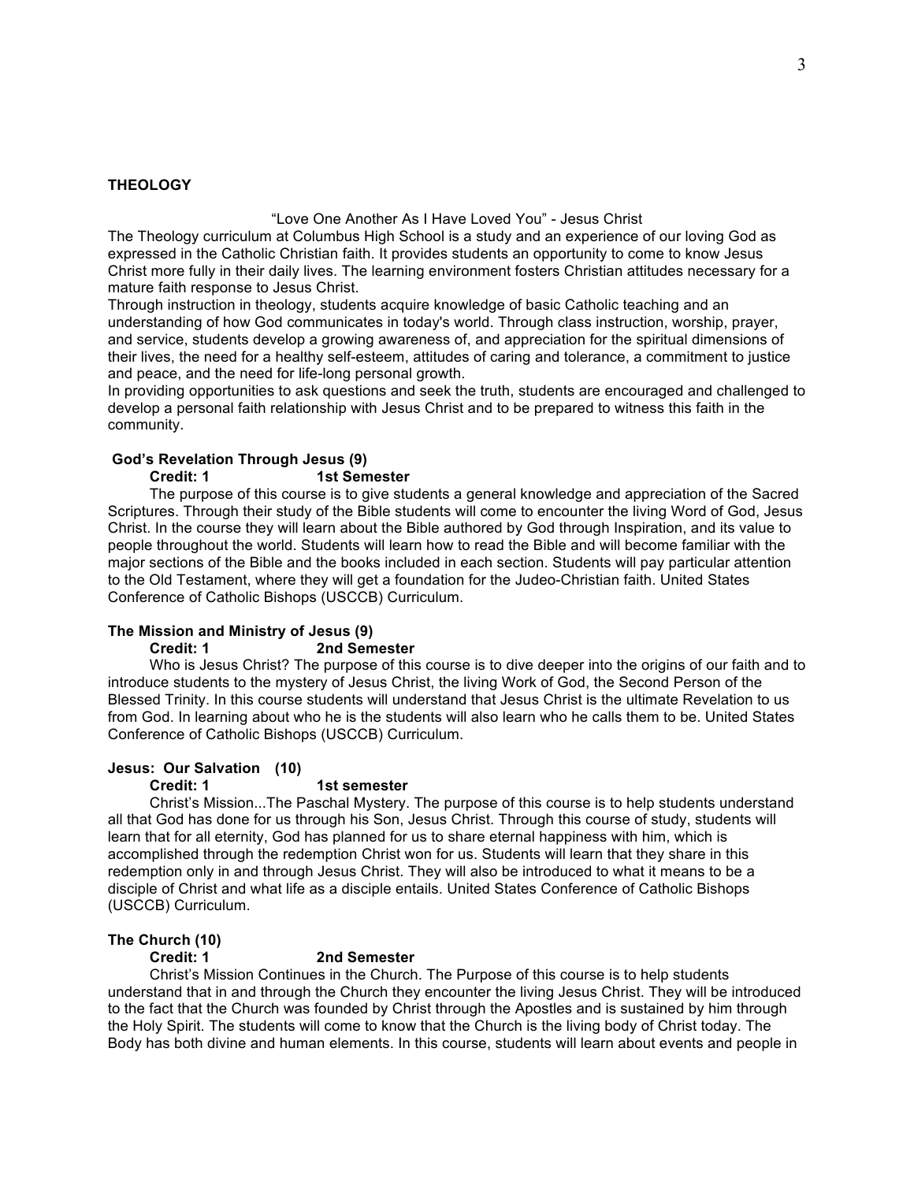## THEOLOGY

"Love One Another As I Have Loved You" - Jesus Christ

The Theology curriculum at Columbus High School is a study and an experience of our loving God as expressed in the Catholic Christian faith. It provides students an opportunity to come to know Jesus Christ more fully in their daily lives. The learning environment fosters Christian attitudes necessary for a mature faith response to Jesus Christ.

Through instruction in theology, students acquire knowledge of basic Catholic teaching and an understanding of how God communicates in today's world. Through class instruction, worship, prayer, and service, students develop a growing awareness of, and appreciation for the spiritual dimensions of their lives, the need for a healthy self-esteem, attitudes of caring and tolerance, a commitment to justice and peace, and the need for life-long personal growth.

In providing opportunities to ask questions and seek the truth, students are encouraged and challenged to develop a personal faith relationship with Jesus Christ and to be prepared to witness this faith in the community.

### God's Revelation Through Jesus (9)

**Credit: 1 1st Semester**

The purpose of this course is to give students a general knowledge and appreciation of the Sacred Scriptures. Through their study of the Bible students will come to encounter the living Word of God, Jesus Christ. In the course they will learn about the Bible authored by God through Inspiration, and its value to people throughout the world. Students will learn how to read the Bible and will become familiar with the major sections of the Bible and the books included in each section. Students will pay particular attention to the Old Testament, where they will get a foundation for the Judeo-Christian faith. United States Conference of Catholic Bishops (USCCB) Curriculum.

### The Mission and Ministry of Jesus (9)

**Credit: 1 2nd Semester**

Who is Jesus Christ? The purpose of this course is to dive deeper into the origins of our faith and to introduce students to the mystery of Jesus Christ, the living Work of God, the Second Person of the Blessed Trinity. In this course students will understand that Jesus Christ is the ultimate Revelation to us from God. In learning about who he is the students will also learn who he calls them to be. United States Conference of Catholic Bishops (USCCB) Curriculum.

### Jesus: Our Salvation (10)

**Credit: 1 1st semester**

Christ's Mission...The Paschal Mystery. The purpose of this course is to help students understand all that God has done for us through his Son, Jesus Christ. Through this course of study, students will learn that for all eternity, God has planned for us to share eternal happiness with him, which is accomplished through the redemption Christ won for us. Students will learn that they share in this redemption only in and through Jesus Christ. They will also be introduced to what it means to be a disciple of Christ and what life as a disciple entails. United States Conference of Catholic Bishops (USCCB) Curriculum.

### The Church (10)

**Credit: 1 2nd Semester**

Christ's Mission Continues in the Church. The Purpose of this course is to help students understand that in and through the Church they encounter the living Jesus Christ. They will be introduced to the fact that the Church was founded by Christ through the Apostles and is sustained by him through the Holy Spirit. The students will come to know that the Church is the living body of Christ today. The Body has both divine and human elements. In this course, students will learn about events and people in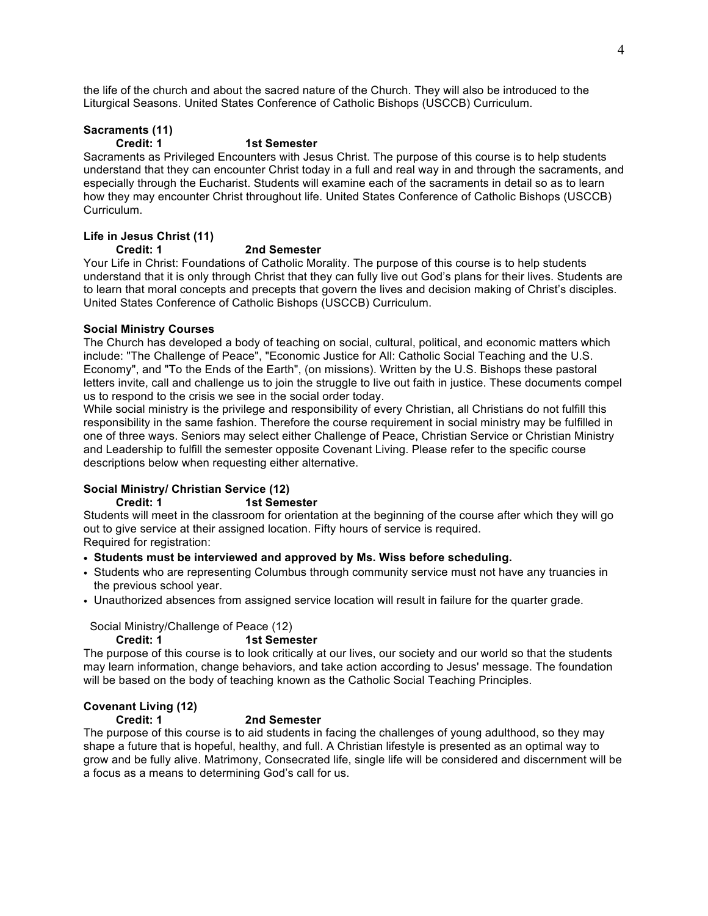the life of the church and about the sacred nature of the Church. They will also be introduced to the Liturgical Seasons. United States Conference of Catholic Bishops (USCCB) Curriculum.

**Sacraments (11)**

**Credit: 1 1st Semester**

Sacraments as Privileged Encounters with Jesus Christ. The purpose of this course is to help students understand that they can encounter Christ today in a full and real way in and through the sacraments, and especially through the Eucharist. Students will examine each of the sacraments in detail so as to learn how they may encounter Christ throughout life. United States Conference of Catholic Bishops (USCCB) Curriculum.

**Life in Jesus Christ (11)**

**Credit: 1 2nd Semester**

Your Life in Christ: Foundations of Catholic Morality. The purpose of this course is to help students understand that it is only through Christ that they can fully live out God's plans for their lives. Students are to learn that moral concepts and precepts that govern the lives and decision making of Christ's disciples. United States Conference of Catholic Bishops (USCCB) Curriculum.

**Social Ministry Courses**

The Church has developed a body of teaching on social, cultural, political, and economic matters which include: "The Challenge of Peace", "Economic Justice for All: Catholic Social Teaching and the U.S. Economy", and "To the Ends of the Earth", (on missions). Written by the U.S. Bishops these pastoral letters invite, call and challenge us to join the struggle to live out faith in justice. These documents compel us to respond to the crisis we see in the social order today.

While social ministry is the privilege and responsibility of every Christian, all Christians do not fulfill this responsibility in the same fashion. Therefore the course requirement in social ministry may be fulfilled in one of three ways. Seniors may select either Challenge of Peace, Christian Service or Christian Ministry and Leadership to fulfill the semester opposite Covenant Living. Please refer to the specific course descriptions below when requesting either alternative.

**Social Ministry/ Christian Service (12)**

**Credit: 1 1st Semester**

Students will meet in the classroom for orientation at the beginning of the course after which they will go out to give service at their assigned location. Fifty hours of service is required.

Required for registration:

- **Students must be interviewed and approved by Ms. Wiss before scheduling.**
- Students who are representing Columbus through community service must not have any truancies in the previous school year.
- Unauthorized absences from assigned service location will result in failure for the quarter grade.

Social Ministry/Challenge of Peace (12)

**Credit: 1 1st Semester**

The purpose of this course is to look critically at our lives, our society and our world so that the students may learn information, change behaviors, and take action according to Jesus' message. The foundation will be based on the body of teaching known as the Catholic Social Teaching Principles.

**Covenant Living (12)**

**Credit: 1 2nd Semester**

The purpose of this course is to aid students in facing the challenges of young adulthood, so they may shape a future that is hopeful, healthy, and full. A Christian lifestyle is presented as an optimal way to grow and be fully alive. Matrimony, Consecrated life, single life will be considered and discernment will be a focus as a means to determining God's call for us.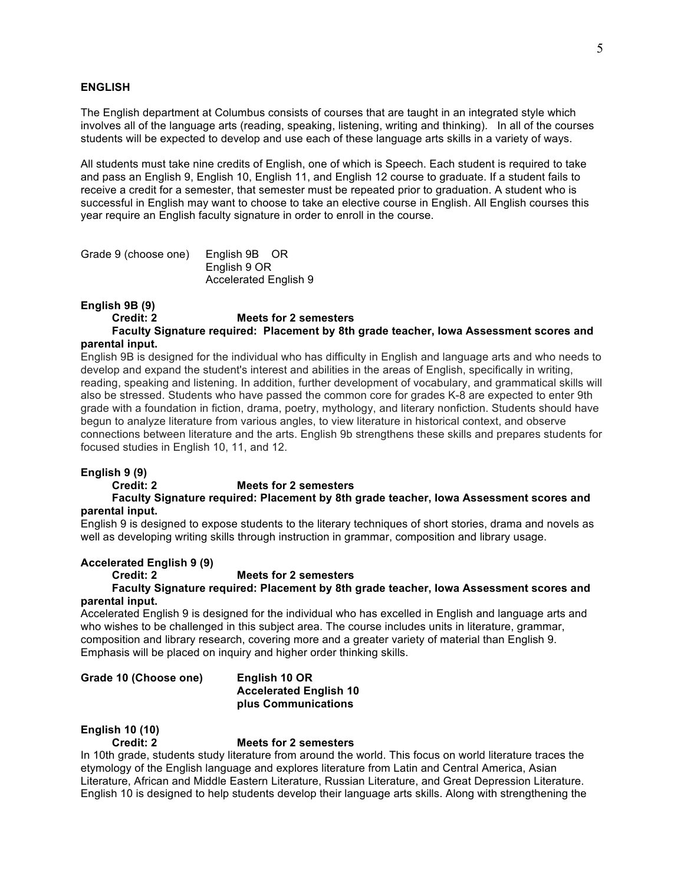## ENGLISH

The English department at Columbus consists of courses that are taught in an integrated style which involves all of the language arts (reading, speaking, listening, writing and thinking). In all of the courses students will be expected to develop and use each of these language arts skills in a variety of ways.

All students must take nine credits of English, one of which is Speech. Each student is required to take and pass an English 9, English 10, English 11, and English 12 course to graduate. If a student fails to receive a credit for a semester, that semester must be repeated prior to graduation. A student who is successful in English may want to choose to take an elective course in English. All English courses this year require an English faculty signature in order to enroll in the course.

Grade 9 (choose one) English 9B OR
English 9 OR
Accelerated English 9

### English 9B (9)

**Credit: 2** **Meets for 2 semesters**

**Faculty Signature required: Placement by 8th grade teacher, Iowa Assessment scores and parental input.**

English 9B is designed for the individual who has difficulty in English and language arts and who needs to develop and expand the student's interest and abilities in the areas of English, specifically in writing, reading, speaking and listening. In addition, further development of vocabulary, and grammatical skills will also be stressed. Students who have passed the common core for grades K-8 are expected to enter 9th grade with a foundation in fiction, drama, poetry, mythology, and literary nonfiction. Students should have begun to analyze literature from various angles, to view literature in historical context, and observe connections between literature and the arts. English 9b strengthens these skills and prepares students for focused studies in English 10, 11, and 12.

### English 9 (9)

**Credit: 2** **Meets for 2 semesters**

**Faculty Signature required: Placement by 8th grade teacher, Iowa Assessment scores and parental input.**

English 9 is designed to expose students to the literary techniques of short stories, drama and novels as well as developing writing skills through instruction in grammar, composition and library usage.

### Accelerated English 9 (9)

**Credit: 2** **Meets for 2 semesters**

**Faculty Signature required: Placement by 8th grade teacher, Iowa Assessment scores and parental input.**

Accelerated English 9 is designed for the individual who has excelled in English and language arts and who wishes to be challenged in this subject area. The course includes units in literature, grammar, composition and library research, covering more and a greater variety of material than English 9. Emphasis will be placed on inquiry and higher order thinking skills.

**Grade 10 (Choose one)** **English 10 OR**
**Accelerated English 10**
**plus Communications**

### English 10 (10)

**Credit: 2** **Meets for 2 semesters**

In 10th grade, students study literature from around the world. This focus on world literature traces the etymology of the English language and explores literature from Latin and Central America, Asian Literature, African and Middle Eastern Literature, Russian Literature, and Great Depression Literature. English 10 is designed to help students develop their language arts skills. Along with strengthening the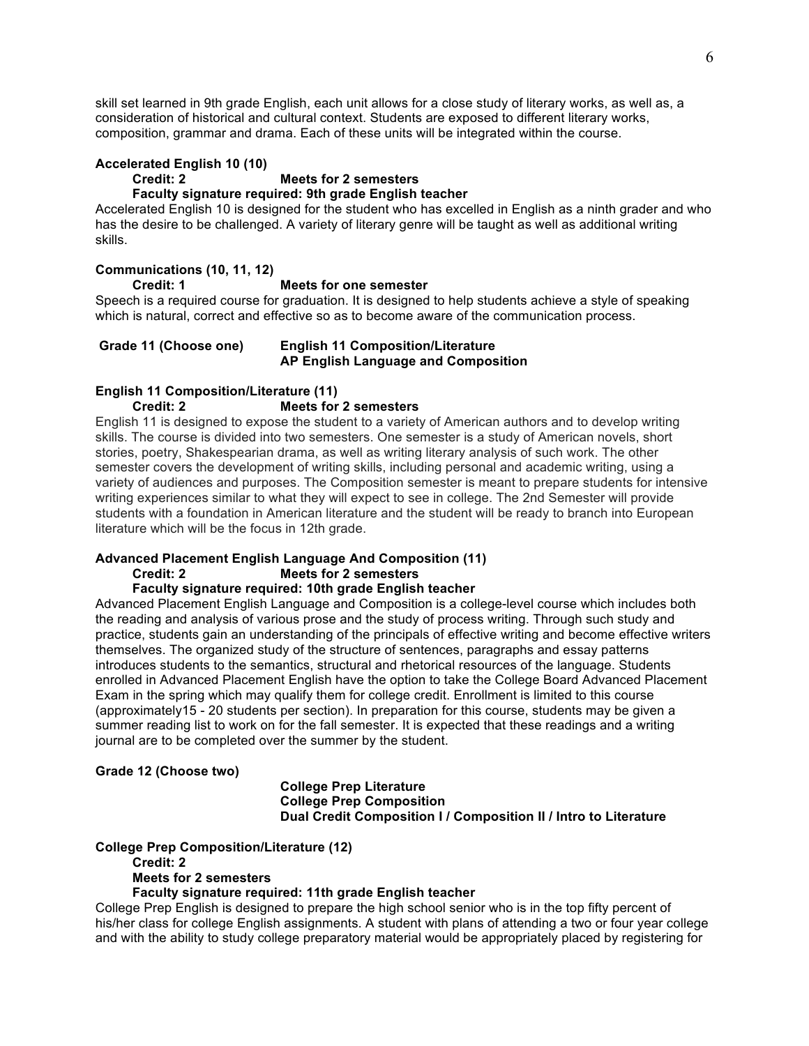skill set learned in 9th grade English, each unit allows for a close study of literary works, as well as, a consideration of historical and cultural context. Students are exposed to different literary works, composition, grammar and drama. Each of these units will be integrated within the course.

**Accelerated English 10 (10)**

**Credit: 2 Meets for 2 semesters**

**Faculty signature required: 9th grade English teacher**

Accelerated English 10 is designed for the student who has excelled in English as a ninth grader and who has the desire to be challenged. A variety of literary genre will be taught as well as additional writing skills.

**Communications (10, 11, 12)**

**Credit: 1 Meets for one semester**

Speech is a required course for graduation. It is designed to help students achieve a style of speaking which is natural, correct and effective so as to become aware of the communication process.

**Grade 11 (Choose one)**

- **English 11 Composition/Literature**
- **AP English Language and Composition**

**English 11 Composition/Literature (11)**

**Credit: 2 Meets for 2 semesters**

English 11 is designed to expose the student to a variety of American authors and to develop writing skills. The course is divided into two semesters. One semester is a study of American novels, short stories, poetry, Shakespearian drama, as well as writing literary analysis of such work. The other semester covers the development of writing skills, including personal and academic writing, using a variety of audiences and purposes. The Composition semester is meant to prepare students for intensive writing experiences similar to what they will expect to see in college. The 2nd Semester will provide students with a foundation in American literature and the student will be ready to branch into European literature which will be the focus in 12th grade.

**Advanced Placement English Language And Composition (11)**

**Credit: 2 Meets for 2 semesters**

**Faculty signature required: 10th grade English teacher**

Advanced Placement English Language and Composition is a college-level course which includes both the reading and analysis of various prose and the study of process writing. Through such study and practice, students gain an understanding of the principals of effective writing and become effective writers themselves. The organized study of the structure of sentences, paragraphs and essay patterns introduces students to the semantics, structural and rhetorical resources of the language. Students enrolled in Advanced Placement English have the option to take the College Board Advanced Placement Exam in the spring which may qualify them for college credit. Enrollment is limited to this course (approximately15 - 20 students per section). In preparation for this course, students may be given a summer reading list to work on for the fall semester. It is expected that these readings and a writing journal are to be completed over the summer by the student.

**Grade 12 (Choose two)**

- **College Prep Literature**
- **College Prep Composition**
- **Dual Credit Composition I / Composition II / Intro to Literature**

**College Prep Composition/Literature (12)**

**Credit: 2**

**Meets for 2 semesters**

**Faculty signature required: 11th grade English teacher**

College Prep English is designed to prepare the high school senior who is in the top fifty percent of his/her class for college English assignments. A student with plans of attending a two or four year college and with the ability to study college preparatory material would be appropriately placed by registering for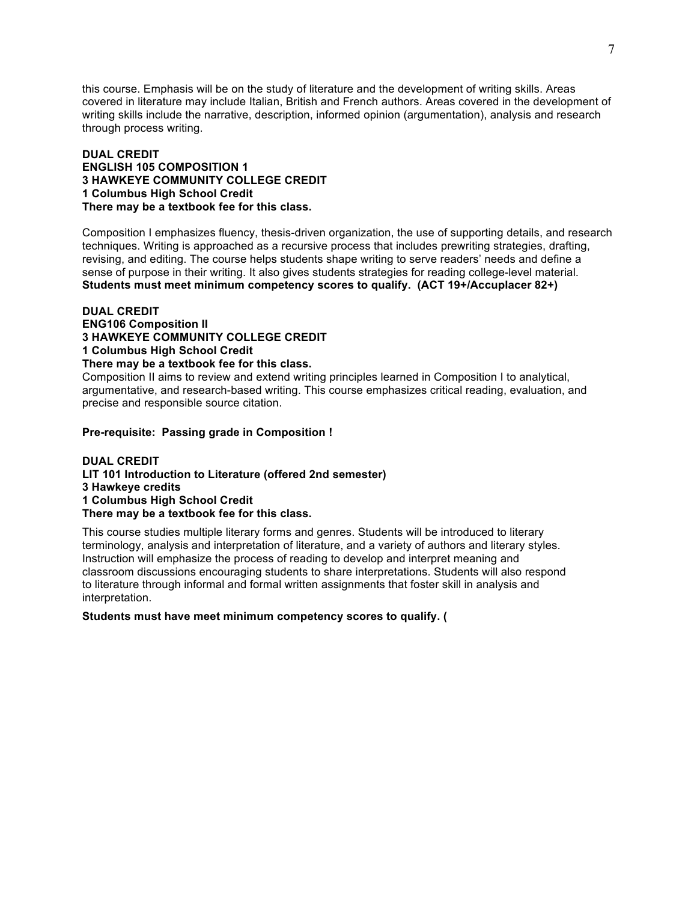this course. Emphasis will be on the study of literature and the development of writing skills. Areas covered in literature may include Italian, British and French authors. Areas covered in the development of writing skills include the narrative, description, informed opinion (argumentation), analysis and research through process writing.

**DUAL CREDIT**
**ENGLISH 105 COMPOSITION 1**
**3 HAWKEYE COMMUNITY COLLEGE CREDIT**
**1 Columbus High School Credit**
**There may be a textbook fee for this class.**

Composition I emphasizes fluency, thesis-driven organization, the use of supporting details, and research techniques. Writing is approached as a recursive process that includes prewriting strategies, drafting, revising, and editing. The course helps students shape writing to serve readers' needs and define a sense of purpose in their writing. It also gives students strategies for reading college-level material.
**Students must meet minimum competency scores to qualify. (ACT 19+/Accuplacer 82+)**

**DUAL CREDIT**
**ENG106 Composition II**
**3 HAWKEYE COMMUNITY COLLEGE CREDIT**
**1 Columbus High School Credit**
**There may be a textbook fee for this class.**
Composition II aims to review and extend writing principles learned in Composition I to analytical, argumentative, and research-based writing. This course emphasizes critical reading, evaluation, and precise and responsible source citation.

**Pre-requisite: Passing grade in Composition !**

**DUAL CREDIT**
**LIT 101 Introduction to Literature (offered 2nd semester)**
**3 Hawkeye credits**
**1 Columbus High School Credit**
**There may be a textbook fee for this class.**

This course studies multiple literary forms and genres. Students will be introduced to literary terminology, analysis and interpretation of literature, and a variety of authors and literary styles. Instruction will emphasize the process of reading to develop and interpret meaning and classroom discussions encouraging students to share interpretations. Students will also respond to literature through informal and formal written assignments that foster skill in analysis and interpretation.

**Students must have meet minimum competency scores to qualify. (**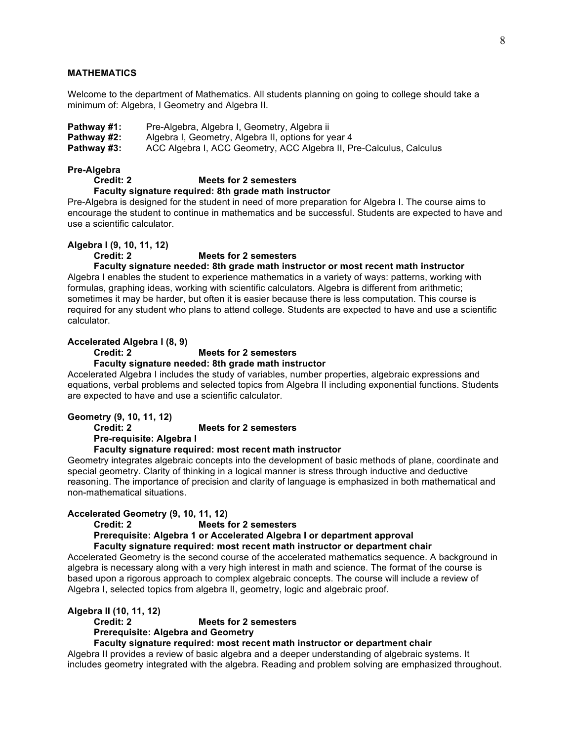## MATHEMATICS

Welcome to the department of Mathematics. All students planning on going to college should take a minimum of: Algebra, I Geometry and Algebra II.

**Pathway #1:** Pre-Algebra, Algebra I, Geometry, Algebra ii
**Pathway #2:** Algebra I, Geometry, Algebra II, options for year 4
**Pathway #3:** ACC Algebra I, ACC Geometry, ACC Algebra II, Pre-Calculus, Calculus

### Pre-Algebra

**Credit: 2** **Meets for 2 semesters**
**Faculty signature required: 8th grade math instructor**

Pre-Algebra is designed for the student in need of more preparation for Algebra I. The course aims to encourage the student to continue in mathematics and be successful. Students are expected to have and use a scientific calculator.

### Algebra I (9, 10, 11, 12)

**Credit: 2** **Meets for 2 semesters**
**Faculty signature needed: 8th grade math instructor or most recent math instructor**

Algebra I enables the student to experience mathematics in a variety of ways: patterns, working with formulas, graphing ideas, working with scientific calculators. Algebra is different from arithmetic; sometimes it may be harder, but often it is easier because there is less computation. This course is required for any student who plans to attend college. Students are expected to have and use a scientific calculator.

### Accelerated Algebra I (8, 9)

**Credit: 2** **Meets for 2 semesters**
**Faculty signature needed: 8th grade math instructor**

Accelerated Algebra I includes the study of variables, number properties, algebraic expressions and equations, verbal problems and selected topics from Algebra II including exponential functions. Students are expected to have and use a scientific calculator.

### Geometry (9, 10, 11, 12)

**Credit: 2** **Meets for 2 semesters**
**Pre-requisite: Algebra I**
**Faculty signature required: most recent math instructor**

Geometry integrates algebraic concepts into the development of basic methods of plane, coordinate and special geometry. Clarity of thinking in a logical manner is stress through inductive and deductive reasoning. The importance of precision and clarity of language is emphasized in both mathematical and non-mathematical situations.

### Accelerated Geometry (9, 10, 11, 12)

**Credit: 2** **Meets for 2 semesters**
**Prerequisite: Algebra 1 or Accelerated Algebra I or department approval**
**Faculty signature required: most recent math instructor or department chair**

Accelerated Geometry is the second course of the accelerated mathematics sequence. A background in algebra is necessary along with a very high interest in math and science. The format of the course is based upon a rigorous approach to complex algebraic concepts. The course will include a review of Algebra I, selected topics from algebra II, geometry, logic and algebraic proof.

### Algebra II (10, 11, 12)

**Credit: 2** **Meets for 2 semesters**
**Prerequisite: Algebra and Geometry**
**Faculty signature required: most recent math instructor or department chair**

Algebra II provides a review of basic algebra and a deeper understanding of algebraic systems. It includes geometry integrated with the algebra. Reading and problem solving are emphasized throughout.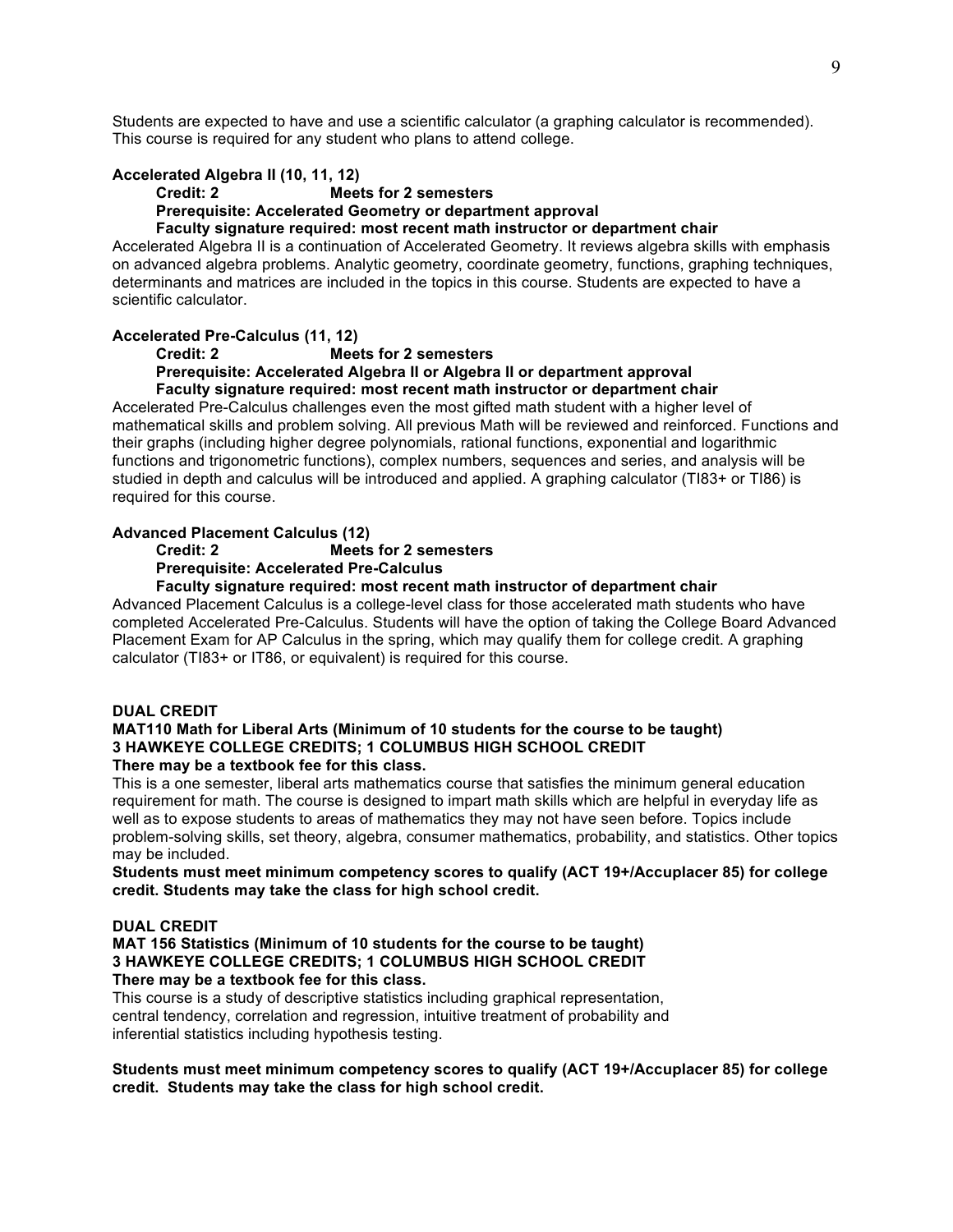Students are expected to have and use a scientific calculator (a graphing calculator is recommended). This course is required for any student who plans to attend college.

**Accelerated Algebra II (10, 11, 12)**

**Credit: 2 Meets for 2 semesters**
**Prerequisite: Accelerated Geometry or department approval**
**Faculty signature required: most recent math instructor or department chair**

Accelerated Algebra II is a continuation of Accelerated Geometry. It reviews algebra skills with emphasis on advanced algebra problems. Analytic geometry, coordinate geometry, functions, graphing techniques, determinants and matrices are included in the topics in this course. Students are expected to have a scientific calculator.

**Accelerated Pre-Calculus (11, 12)**

**Credit: 2 Meets for 2 semesters**
**Prerequisite: Accelerated Algebra II or Algebra II or department approval**
**Faculty signature required: most recent math instructor or department chair**

Accelerated Pre-Calculus challenges even the most gifted math student with a higher level of mathematical skills and problem solving. All previous Math will be reviewed and reinforced. Functions and their graphs (including higher degree polynomials, rational functions, exponential and logarithmic functions and trigonometric functions), complex numbers, sequences and series, and analysis will be studied in depth and calculus will be introduced and applied. A graphing calculator (TI83+ or TI86) is required for this course.

**Advanced Placement Calculus (12)**

**Credit: 2 Meets for 2 semesters**
**Prerequisite: Accelerated Pre-Calculus**
**Faculty signature required: most recent math instructor of department chair**

Advanced Placement Calculus is a college-level class for those accelerated math students who have completed Accelerated Pre-Calculus. Students will have the option of taking the College Board Advanced Placement Exam for AP Calculus in the spring, which may qualify them for college credit. A graphing calculator (TI83+ or IT86, or equivalent) is required for this course.

**DUAL CREDIT**
**MAT110 Math for Liberal Arts (Minimum of 10 students for the course to be taught)**
**3 HAWKEYE COLLEGE CREDITS; 1 COLUMBUS HIGH SCHOOL CREDIT**
**There may be a textbook fee for this class.**

This is a one semester, liberal arts mathematics course that satisfies the minimum general education requirement for math. The course is designed to impart math skills which are helpful in everyday life as well as to expose students to areas of mathematics they may not have seen before. Topics include problem-solving skills, set theory, algebra, consumer mathematics, probability, and statistics. Other topics may be included.

**Students must meet minimum competency scores to qualify (ACT 19+/Accuplacer 85) for college credit. Students may take the class for high school credit.**

**DUAL CREDIT**
**MAT 156 Statistics (Minimum of 10 students for the course to be taught)**
**3 HAWKEYE COLLEGE CREDITS; 1 COLUMBUS HIGH SCHOOL CREDIT**
**There may be a textbook fee for this class.**

This course is a study of descriptive statistics including graphical representation, central tendency, correlation and regression, intuitive treatment of probability and inferential statistics including hypothesis testing.

**Students must meet minimum competency scores to qualify (ACT 19+/Accuplacer 85) for college credit. Students may take the class for high school credit.**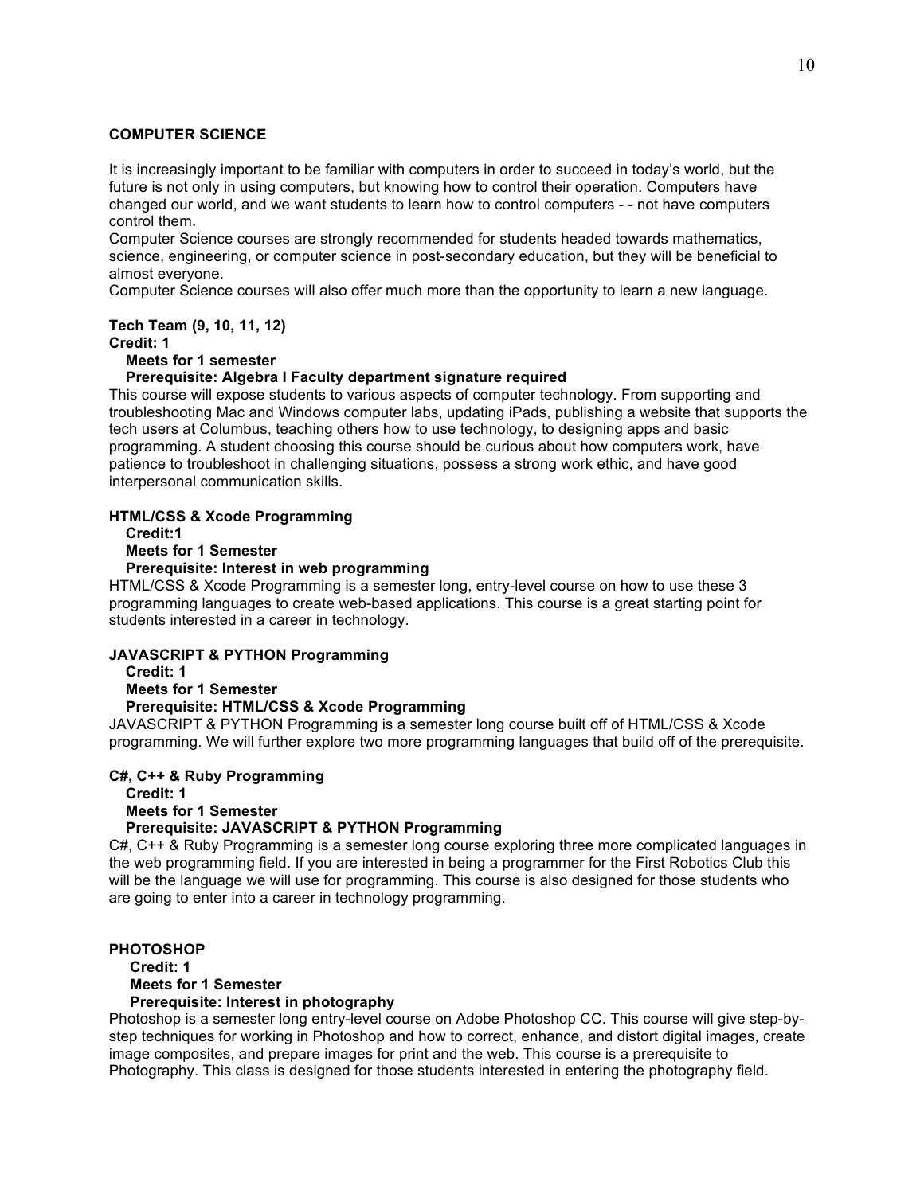## COMPUTER SCIENCE

It is increasingly important to be familiar with computers in order to succeed in today's world, but the future is not only in using computers, but knowing how to control their operation. Computers have changed our world, and we want students to learn how to control computers - - not have computers control them.

Computer Science courses are strongly recommended for students headed towards mathematics, science, engineering, or computer science in post-secondary education, but they will be beneficial to almost everyone.

Computer Science courses will also offer much more than the opportunity to learn a new language.

**Tech Team (9, 10, 11, 12)**
**Credit: 1**
**Meets for 1 semester**
**Prerequisite: Algebra I Faculty department signature required**

This course will expose students to various aspects of computer technology. From supporting and troubleshooting Mac and Windows computer labs, updating iPads, publishing a website that supports the tech users at Columbus, teaching others how to use technology, to designing apps and basic programming. A student choosing this course should be curious about how computers work, have patience to troubleshoot in challenging situations, possess a strong work ethic, and have good interpersonal communication skills.

**HTML/CSS & Xcode Programming**
**Credit:1**
**Meets for 1 Semester**
**Prerequisite: Interest in web programming**

HTML/CSS & Xcode Programming is a semester long, entry-level course on how to use these 3 programming languages to create web-based applications. This course is a great starting point for students interested in a career in technology.

**JAVASCRIPT & PYTHON Programming**
**Credit: 1**
**Meets for 1 Semester**
**Prerequisite: HTML/CSS & Xcode Programming**

JAVASCRIPT & PYTHON Programming is a semester long course built off of HTML/CSS & Xcode programming. We will further explore two more programming languages that build off of the prerequisite.

**C#, C++ & Ruby Programming**
**Credit: 1**
**Meets for 1 Semester**
**Prerequisite: JAVASCRIPT & PYTHON Programming**

C#, C++ & Ruby Programming is a semester long course exploring three more complicated languages in the web programming field. If you are interested in being a programmer for the First Robotics Club this will be the language we will use for programming. This course is also designed for those students who are going to enter into a career in technology programming.

**PHOTOSHOP**
**Credit: 1**
**Meets for 1 Semester**
**Prerequisite: Interest in photography**

Photoshop is a semester long entry-level course on Adobe Photoshop CC. This course will give step-by-step techniques for working in Photoshop and how to correct, enhance, and distort digital images, create image composites, and prepare images for print and the web. This course is a prerequisite to Photography. This class is designed for those students interested in entering the photography field.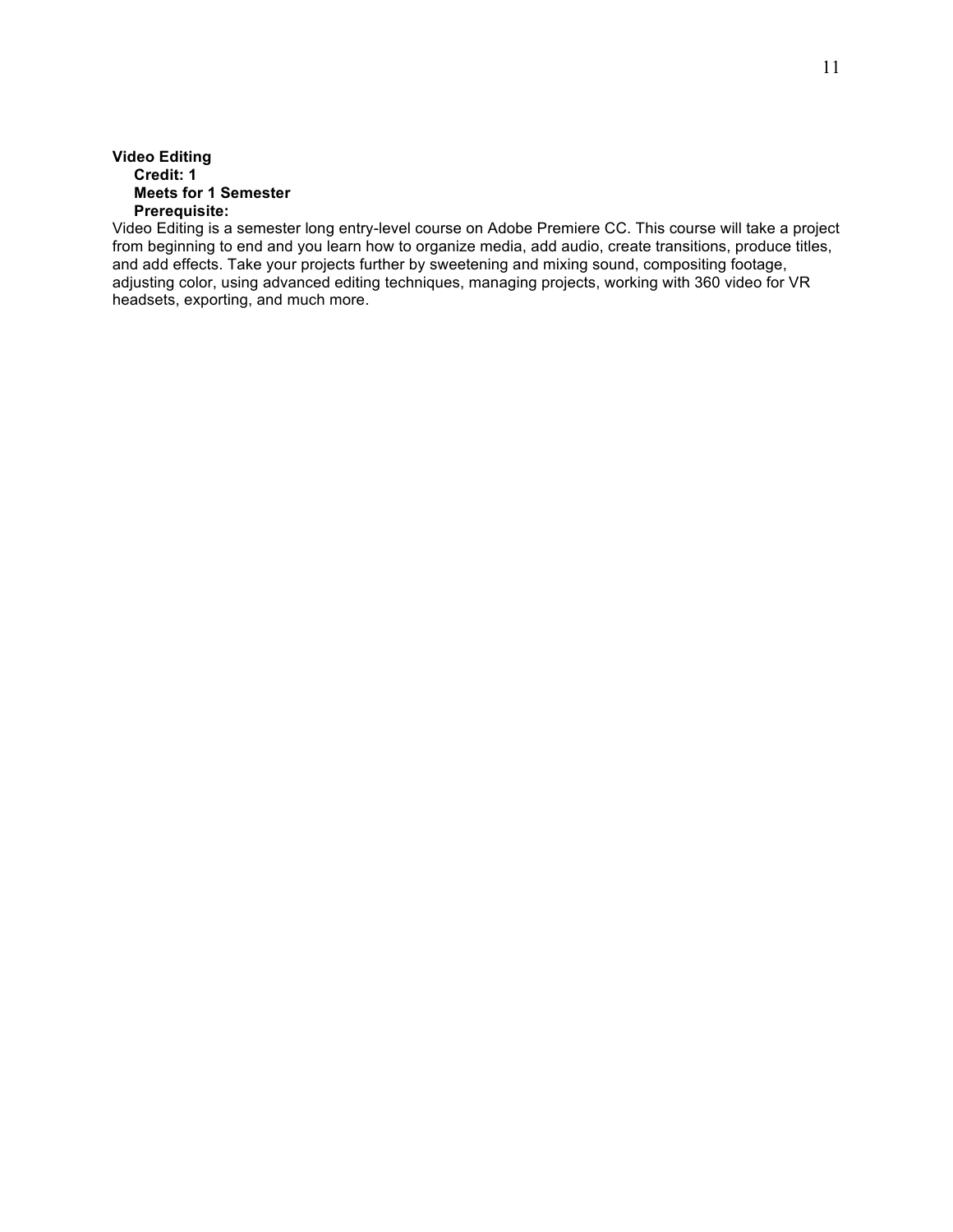**Video Editing**

**Credit: 1**

**Meets for 1 Semester**

**Prerequisite:**

Video Editing is a semester long entry-level course on Adobe Premiere CC. This course will take a project from beginning to end and you learn how to organize media, add audio, create transitions, produce titles, and add effects. Take your projects further by sweetening and mixing sound, compositing footage, adjusting color, using advanced editing techniques, managing projects, working with 360 video for VR headsets, exporting, and much more.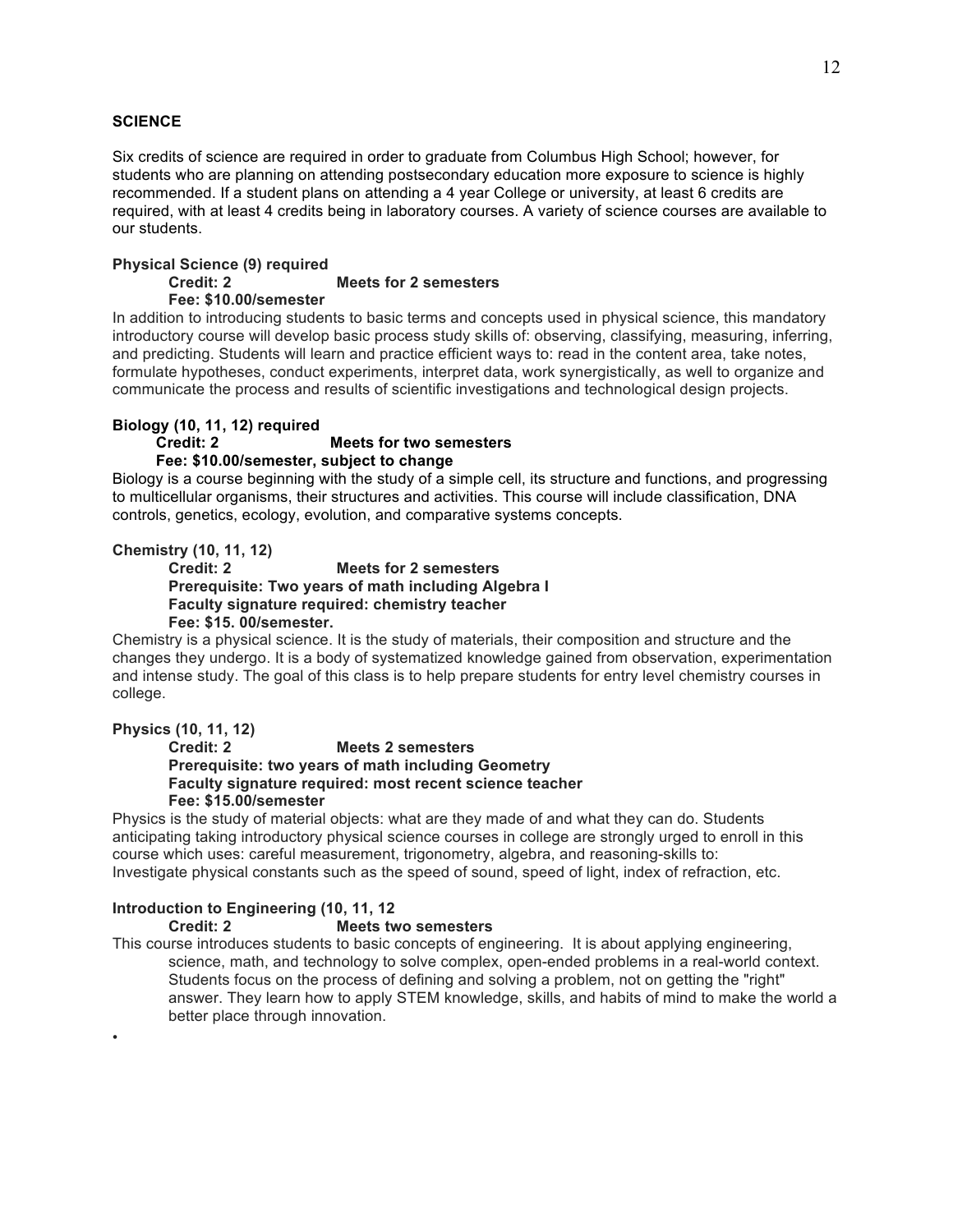## SCIENCE

Six credits of science are required in order to graduate from Columbus High School; however, for students who are planning on attending postsecondary education more exposure to science is highly recommended. If a student plans on attending a 4 year College or university, at least 6 credits are required, with at least 4 credits being in laboratory courses. A variety of science courses are available to our students.

**Physical Science (9) required**
**Credit: 2 Meets for 2 semesters**
**Fee: $10.00/semester**

In addition to introducing students to basic terms and concepts used in physical science, this mandatory introductory course will develop basic process study skills of: observing, classifying, measuring, inferring, and predicting. Students will learn and practice efficient ways to: read in the content area, take notes, formulate hypotheses, conduct experiments, interpret data, work synergistically, as well to organize and communicate the process and results of scientific investigations and technological design projects.

**Biology (10, 11, 12) required**
**Credit: 2 Meets for two semesters**
**Fee: $10.00/semester, subject to change**

Biology is a course beginning with the study of a simple cell, its structure and functions, and progressing to multicellular organisms, their structures and activities. This course will include classification, DNA controls, genetics, ecology, evolution, and comparative systems concepts.

**Chemistry (10, 11, 12)**
**Credit: 2 Meets for 2 semesters**
**Prerequisite: Two years of math including Algebra I**
**Faculty signature required: chemistry teacher**
**Fee: $15. 00/semester.**

Chemistry is a physical science. It is the study of materials, their composition and structure and the changes they undergo. It is a body of systematized knowledge gained from observation, experimentation and intense study. The goal of this class is to help prepare students for entry level chemistry courses in college.

**Physics (10, 11, 12)**
**Credit: 2 Meets 2 semesters**
**Prerequisite: two years of math including Geometry**
**Faculty signature required: most recent science teacher**
**Fee: $15.00/semester**

Physics is the study of material objects: what are they made of and what they can do. Students anticipating taking introductory physical science courses in college are strongly urged to enroll in this course which uses: careful measurement, trigonometry, algebra, and reasoning-skills to:
Investigate physical constants such as the speed of sound, speed of light, index of refraction, etc.

**Introduction to Engineering (10, 11, 12**
**Credit: 2 Meets two semesters**

This course introduces students to basic concepts of engineering. It is about applying engineering, science, math, and technology to solve complex, open-ended problems in a real-world context. Students focus on the process of defining and solving a problem, not on getting the "right" answer. They learn how to apply STEM knowledge, skills, and habits of mind to make the world a better place through innovation.

•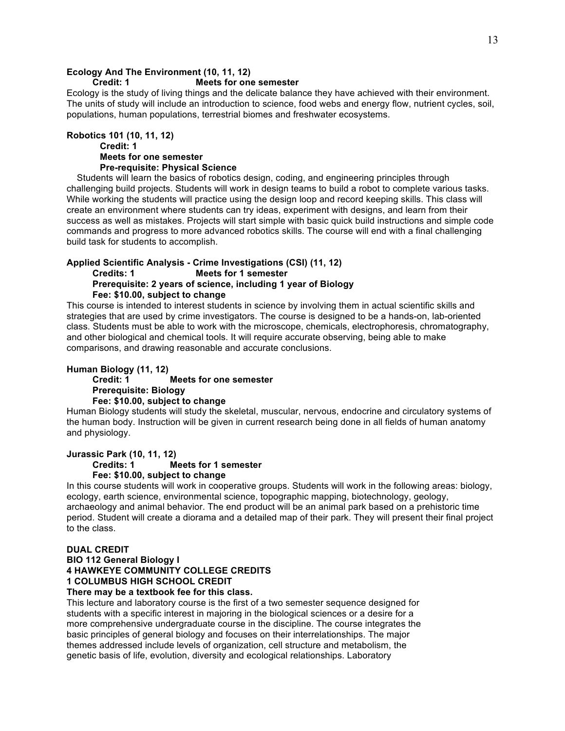**Ecology And The Environment (10, 11, 12)**
**Credit: 1 Meets for one semester**

Ecology is the study of living things and the delicate balance they have achieved with their environment. The units of study will include an introduction to science, food webs and energy flow, nutrient cycles, soil, populations, human populations, terrestrial biomes and freshwater ecosystems.

**Robotics 101 (10, 11, 12)**
**Credit: 1**
**Meets for one semester**
**Pre-requisite: Physical Science**

Students will learn the basics of robotics design, coding, and engineering principles through challenging build projects. Students will work in design teams to build a robot to complete various tasks. While working the students will practice using the design loop and record keeping skills. This class will create an environment where students can try ideas, experiment with designs, and learn from their success as well as mistakes. Projects will start simple with basic quick build instructions and simple code commands and progress to more advanced robotics skills. The course will end with a final challenging build task for students to accomplish.

**Applied Scientific Analysis - Crime Investigations (CSI) (11, 12)**
**Credits: 1 Meets for 1 semester**
**Prerequisite: 2 years of science, including 1 year of Biology**
**Fee: $10.00, subject to change**

This course is intended to interest students in science by involving them in actual scientific skills and strategies that are used by crime investigators. The course is designed to be a hands-on, lab-oriented class. Students must be able to work with the microscope, chemicals, electrophoresis, chromatography, and other biological and chemical tools. It will require accurate observing, being able to make comparisons, and drawing reasonable and accurate conclusions.

**Human Biology (11, 12)**
**Credit: 1 Meets for one semester**
**Prerequisite: Biology**
**Fee: $10.00, subject to change**

Human Biology students will study the skeletal, muscular, nervous, endocrine and circulatory systems of the human body. Instruction will be given in current research being done in all fields of human anatomy and physiology.

**Jurassic Park (10, 11, 12)**
**Credits: 1 Meets for 1 semester**
**Fee: $10.00, subject to change**

In this course students will work in cooperative groups. Students will work in the following areas: biology, ecology, earth science, environmental science, topographic mapping, biotechnology, geology, archaeology and animal behavior. The end product will be an animal park based on a prehistoric time period. Student will create a diorama and a detailed map of their park. They will present their final project to the class.

**DUAL CREDIT**
**BIO 112 General Biology I**
**4 HAWKEYE COMMUNITY COLLEGE CREDITS**
**1 COLUMBUS HIGH SCHOOL CREDIT**
**There may be a textbook fee for this class.**

This lecture and laboratory course is the first of a two semester sequence designed for students with a specific interest in majoring in the biological sciences or a desire for a more comprehensive undergraduate course in the discipline. The course integrates the basic principles of general biology and focuses on their interrelationships. The major themes addressed include levels of organization, cell structure and metabolism, the genetic basis of life, evolution, diversity and ecological relationships. Laboratory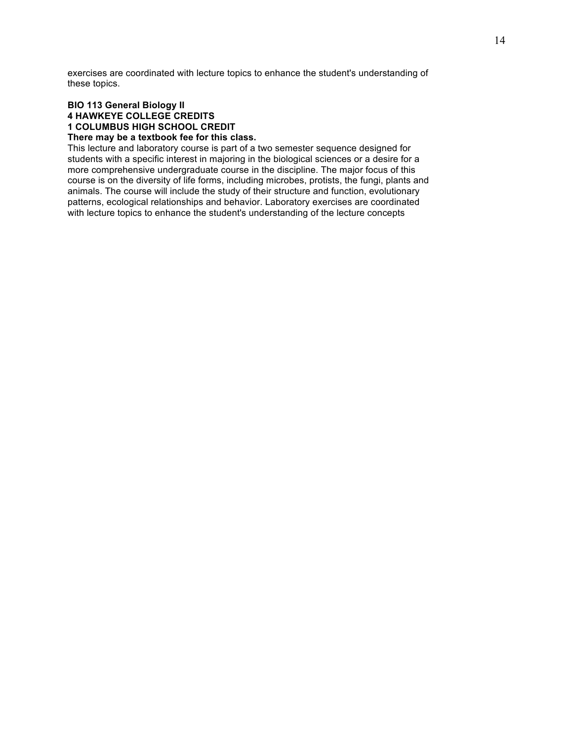exercises are coordinated with lecture topics to enhance the student's understanding of these topics.

**BIO 113 General Biology II**
**4 HAWKEYE COLLEGE CREDITS**
**1 COLUMBUS HIGH SCHOOL CREDIT**
**There may be a textbook fee for this class.**

This lecture and laboratory course is part of a two semester sequence designed for students with a specific interest in majoring in the biological sciences or a desire for a more comprehensive undergraduate course in the discipline. The major focus of this course is on the diversity of life forms, including microbes, protists, the fungi, plants and animals. The course will include the study of their structure and function, evolutionary patterns, ecological relationships and behavior. Laboratory exercises are coordinated with lecture topics to enhance the student's understanding of the lecture concepts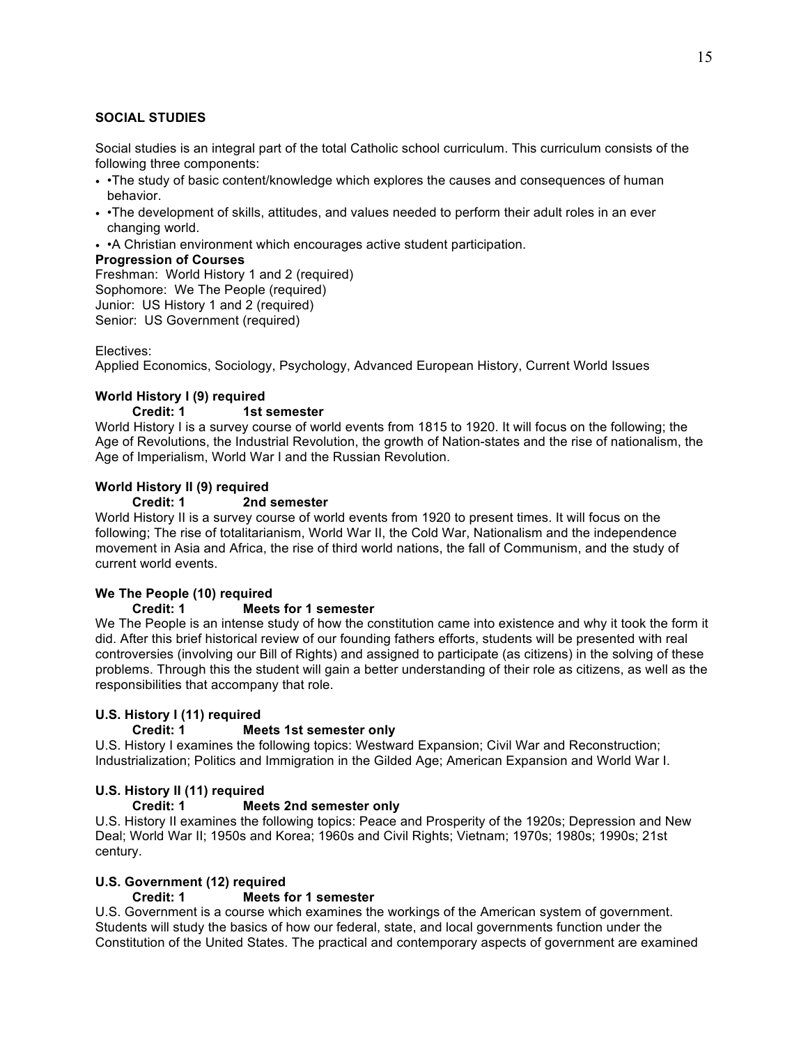## SOCIAL STUDIES

Social studies is an integral part of the total Catholic school curriculum. This curriculum consists of the following three components:

- •The study of basic content/knowledge which explores the causes and consequences of human behavior.
- •The development of skills, attitudes, and values needed to perform their adult roles in an ever changing world.
- •A Christian environment which encourages active student participation.

**Progression of Courses**

Freshman: World History 1 and 2 (required)
Sophomore: We The People (required)
Junior: US History 1 and 2 (required)
Senior: US Government (required)

Electives:
Applied Economics, Sociology, Psychology, Advanced European History, Current World Issues

**World History I (9) required**
**Credit: 1 1st semester**
World History I is a survey course of world events from 1815 to 1920. It will focus on the following; the Age of Revolutions, the Industrial Revolution, the growth of Nation-states and the rise of nationalism, the Age of Imperialism, World War I and the Russian Revolution.

**World History II (9) required**
**Credit: 1 2nd semester**
World History II is a survey course of world events from 1920 to present times. It will focus on the following; The rise of totalitarianism, World War II, the Cold War, Nationalism and the independence movement in Asia and Africa, the rise of third world nations, the fall of Communism, and the study of current world events.

**We The People (10) required**
**Credit: 1 Meets for 1 semester**
We The People is an intense study of how the constitution came into existence and why it took the form it did. After this brief historical review of our founding fathers efforts, students will be presented with real controversies (involving our Bill of Rights) and assigned to participate (as citizens) in the solving of these problems. Through this the student will gain a better understanding of their role as citizens, as well as the responsibilities that accompany that role.

**U.S. History I (11) required**
**Credit: 1 Meets 1st semester only**
U.S. History I examines the following topics: Westward Expansion; Civil War and Reconstruction; Industrialization; Politics and Immigration in the Gilded Age; American Expansion and World War I.

**U.S. History II (11) required**
**Credit: 1 Meets 2nd semester only**
U.S. History II examines the following topics: Peace and Prosperity of the 1920s; Depression and New Deal; World War II; 1950s and Korea; 1960s and Civil Rights; Vietnam; 1970s; 1980s; 1990s; 21st century.

**U.S. Government (12) required**
**Credit: 1 Meets for 1 semester**
U.S. Government is a course which examines the workings of the American system of government. Students will study the basics of how our federal, state, and local governments function under the Constitution of the United States. The practical and contemporary aspects of government are examined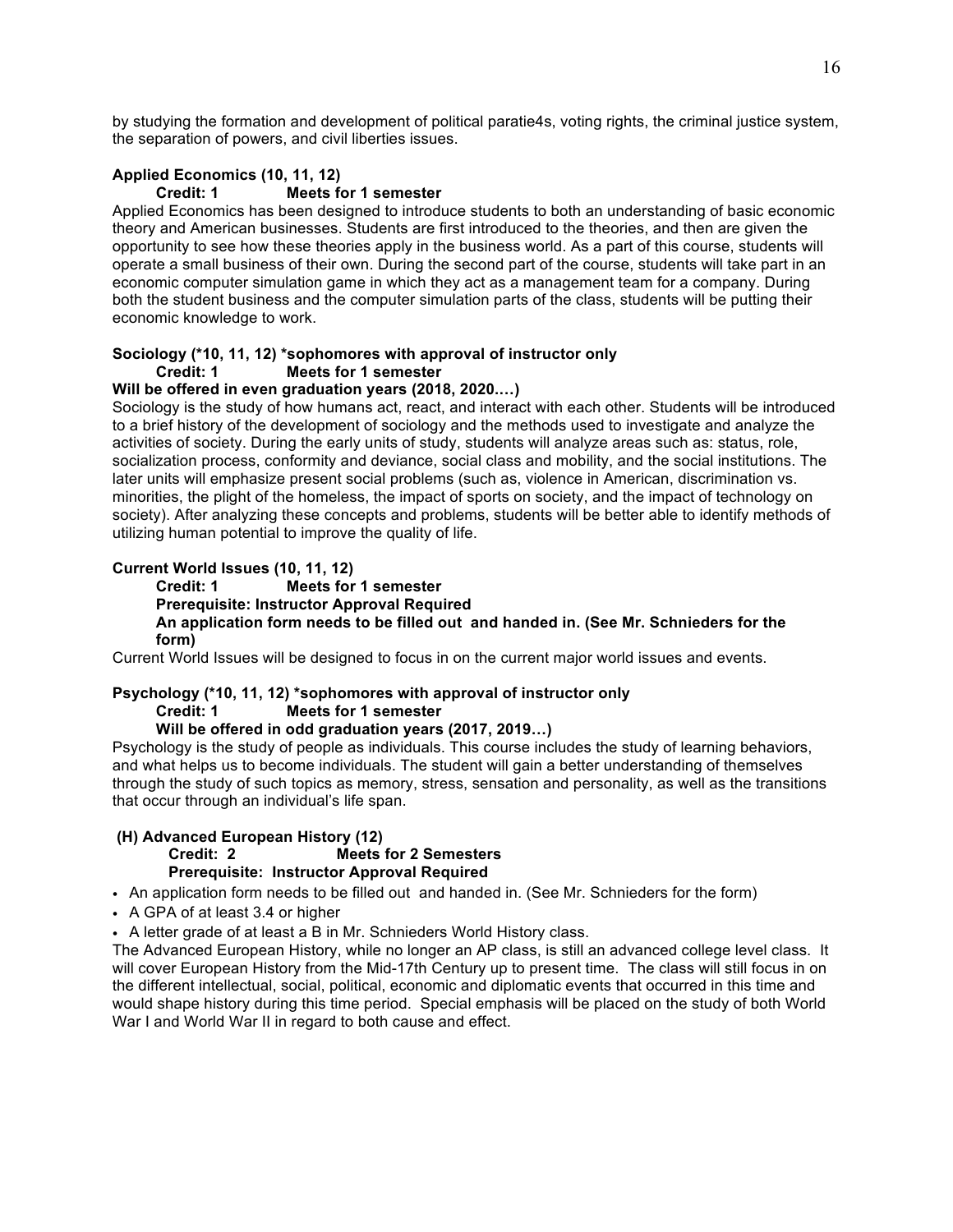by studying the formation and development of political paratie4s, voting rights, the criminal justice system, the separation of powers, and civil liberties issues.

**Applied Economics (10, 11, 12)**
**Credit: 1 Meets for 1 semester**

Applied Economics has been designed to introduce students to both an understanding of basic economic theory and American businesses. Students are first introduced to the theories, and then are given the opportunity to see how these theories apply in the business world. As a part of this course, students will operate a small business of their own. During the second part of the course, students will take part in an economic computer simulation game in which they act as a management team for a company. During both the student business and the computer simulation parts of the class, students will be putting their economic knowledge to work.

**Sociology (*10, 11, 12) *sophomores with approval of instructor only**
**Credit: 1 Meets for 1 semester**
**Will be offered in even graduation years (2018, 2020.…)**

Sociology is the study of how humans act, react, and interact with each other. Students will be introduced to a brief history of the development of sociology and the methods used to investigate and analyze the activities of society. During the early units of study, students will analyze areas such as: status, role, socialization process, conformity and deviance, social class and mobility, and the social institutions. The later units will emphasize present social problems (such as, violence in American, discrimination vs. minorities, the plight of the homeless, the impact of sports on society, and the impact of technology on society). After analyzing these concepts and problems, students will be better able to identify methods of utilizing human potential to improve the quality of life.

**Current World Issues (10, 11, 12)**
**Credit: 1 Meets for 1 semester**
**Prerequisite: Instructor Approval Required**
**An application form needs to be filled out and handed in. (See Mr. Schnieders for the form)**

Current World Issues will be designed to focus in on the current major world issues and events.

**Psychology (*10, 11, 12) *sophomores with approval of instructor only**
**Credit: 1 Meets for 1 semester**
**Will be offered in odd graduation years (2017, 2019…)**

Psychology is the study of people as individuals. This course includes the study of learning behaviors, and what helps us to become individuals. The student will gain a better understanding of themselves through the study of such topics as memory, stress, sensation and personality, as well as the transitions that occur through an individual's life span.

**(H) Advanced European History (12)**
**Credit: 2 Meets for 2 Semesters**
**Prerequisite: Instructor Approval Required**

- An application form needs to be filled out and handed in. (See Mr. Schnieders for the form)
- A GPA of at least 3.4 or higher
- A letter grade of at least a B in Mr. Schnieders World History class.

The Advanced European History, while no longer an AP class, is still an advanced college level class. It will cover European History from the Mid-17th Century up to present time. The class will still focus in on the different intellectual, social, political, economic and diplomatic events that occurred in this time and would shape history during this time period. Special emphasis will be placed on the study of both World War I and World War II in regard to both cause and effect.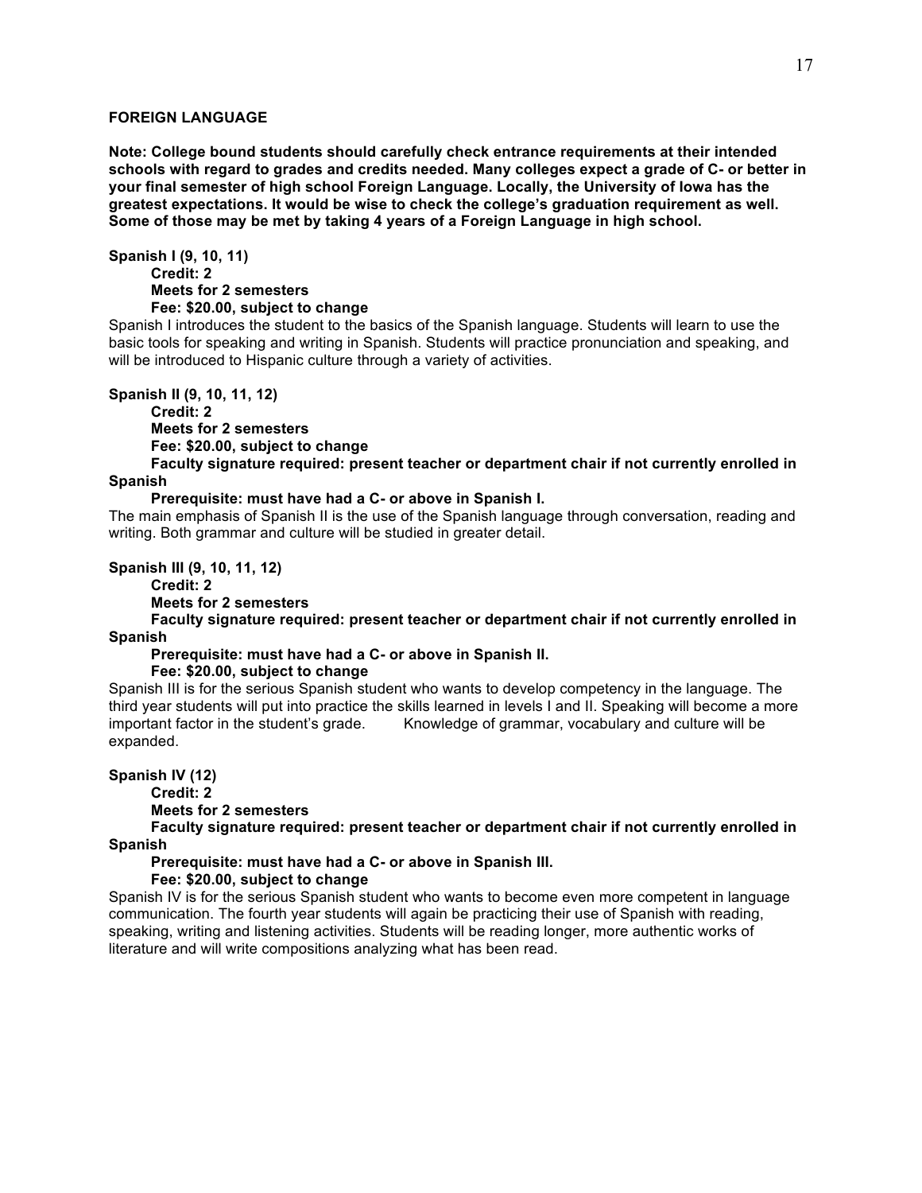## FOREIGN LANGUAGE

**Note: College bound students should carefully check entrance requirements at their intended schools with regard to grades and credits needed. Many colleges expect a grade of C- or better in your final semester of high school Foreign Language. Locally, the University of Iowa has the greatest expectations. It would be wise to check the college's graduation requirement as well. Some of those may be met by taking 4 years of a Foreign Language in high school.**

**Spanish I (9, 10, 11)**
**Credit: 2**
**Meets for 2 semesters**
**Fee: $20.00, subject to change**

Spanish I introduces the student to the basics of the Spanish language. Students will learn to use the basic tools for speaking and writing in Spanish. Students will practice pronunciation and speaking, and will be introduced to Hispanic culture through a variety of activities.

**Spanish II (9, 10, 11, 12)**
**Credit: 2**
**Meets for 2 semesters**
**Fee: $20.00, subject to change**
**Faculty signature required: present teacher or department chair if not currently enrolled in Spanish**
**Prerequisite: must have had a C- or above in Spanish I.**

The main emphasis of Spanish II is the use of the Spanish language through conversation, reading and writing. Both grammar and culture will be studied in greater detail.

**Spanish III (9, 10, 11, 12)**
**Credit: 2**
**Meets for 2 semesters**
**Faculty signature required: present teacher or department chair if not currently enrolled in Spanish**
**Prerequisite: must have had a C- or above in Spanish II.**
**Fee: $20.00, subject to change**

Spanish III is for the serious Spanish student who wants to develop competency in the language. The third year students will put into practice the skills learned in levels I and II. Speaking will become a more important factor in the student's grade. Knowledge of grammar, vocabulary and culture will be expanded.

**Spanish IV (12)**
**Credit: 2**
**Meets for 2 semesters**
**Faculty signature required: present teacher or department chair if not currently enrolled in Spanish**
**Prerequisite: must have had a C- or above in Spanish III.**
**Fee: $20.00, subject to change**

Spanish IV is for the serious Spanish student who wants to become even more competent in language communication. The fourth year students will again be practicing their use of Spanish with reading, speaking, writing and listening activities. Students will be reading longer, more authentic works of literature and will write compositions analyzing what has been read.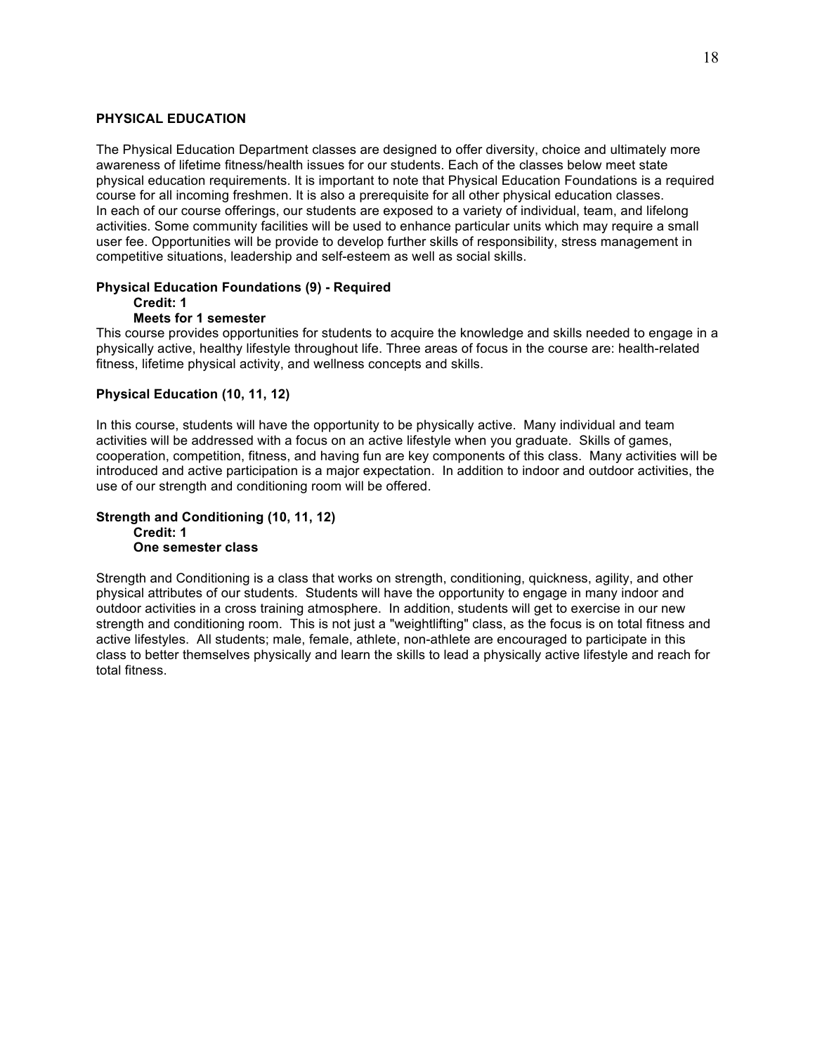## PHYSICAL EDUCATION

The Physical Education Department classes are designed to offer diversity, choice and ultimately more awareness of lifetime fitness/health issues for our students. Each of the classes below meet state physical education requirements. It is important to note that Physical Education Foundations is a required course for all incoming freshmen. It is also a prerequisite for all other physical education classes. In each of our course offerings, our students are exposed to a variety of individual, team, and lifelong activities. Some community facilities will be used to enhance particular units which may require a small user fee. Opportunities will be provide to develop further skills of responsibility, stress management in competitive situations, leadership and self-esteem as well as social skills.

### Physical Education Foundations (9) - Required

**Credit: 1**
**Meets for 1 semester**

This course provides opportunities for students to acquire the knowledge and skills needed to engage in a physically active, healthy lifestyle throughout life. Three areas of focus in the course are: health-related fitness, lifetime physical activity, and wellness concepts and skills.

### Physical Education (10, 11, 12)

In this course, students will have the opportunity to be physically active. Many individual and team activities will be addressed with a focus on an active lifestyle when you graduate. Skills of games, cooperation, competition, fitness, and having fun are key components of this class. Many activities will be introduced and active participation is a major expectation. In addition to indoor and outdoor activities, the use of our strength and conditioning room will be offered.

### Strength and Conditioning (10, 11, 12)

**Credit: 1**
**One semester class**

Strength and Conditioning is a class that works on strength, conditioning, quickness, agility, and other physical attributes of our students. Students will have the opportunity to engage in many indoor and outdoor activities in a cross training atmosphere. In addition, students will get to exercise in our new strength and conditioning room. This is not just a "weightlifting" class, as the focus is on total fitness and active lifestyles. All students; male, female, athlete, non-athlete are encouraged to participate in this class to better themselves physically and learn the skills to lead a physically active lifestyle and reach for total fitness.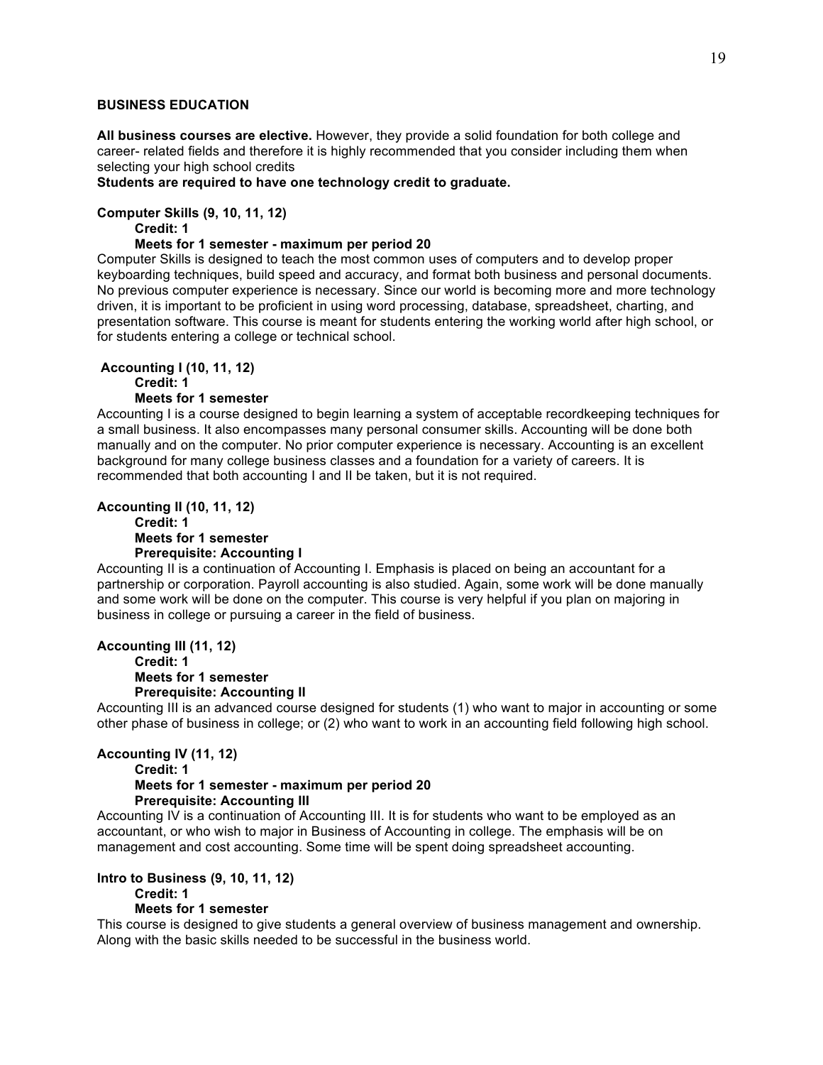## BUSINESS EDUCATION

**All business courses are elective.** However, they provide a solid foundation for both college and career- related fields and therefore it is highly recommended that you consider including them when selecting your high school credits

**Students are required to have one technology credit to graduate.**

### Computer Skills (9, 10, 11, 12)

**Credit: 1**
**Meets for 1 semester - maximum per period 20**

Computer Skills is designed to teach the most common uses of computers and to develop proper keyboarding techniques, build speed and accuracy, and format both business and personal documents. No previous computer experience is necessary. Since our world is becoming more and more technology driven, it is important to be proficient in using word processing, database, spreadsheet, charting, and presentation software. This course is meant for students entering the working world after high school, or for students entering a college or technical school.

### Accounting I (10, 11, 12)

**Credit: 1**
**Meets for 1 semester**

Accounting I is a course designed to begin learning a system of acceptable recordkeeping techniques for a small business. It also encompasses many personal consumer skills. Accounting will be done both manually and on the computer. No prior computer experience is necessary. Accounting is an excellent background for many college business classes and a foundation for a variety of careers. It is recommended that both accounting I and II be taken, but it is not required.

### Accounting II (10, 11, 12)

**Credit: 1**
**Meets for 1 semester**
**Prerequisite: Accounting I**

Accounting II is a continuation of Accounting I. Emphasis is placed on being an accountant for a partnership or corporation. Payroll accounting is also studied. Again, some work will be done manually and some work will be done on the computer. This course is very helpful if you plan on majoring in business in college or pursuing a career in the field of business.

### Accounting III (11, 12)

**Credit: 1**
**Meets for 1 semester**
**Prerequisite: Accounting II**

Accounting III is an advanced course designed for students (1) who want to major in accounting or some other phase of business in college; or (2) who want to work in an accounting field following high school.

### Accounting IV (11, 12)

**Credit: 1**
**Meets for 1 semester - maximum per period 20**
**Prerequisite: Accounting III**

Accounting IV is a continuation of Accounting III. It is for students who want to be employed as an accountant, or who wish to major in Business of Accounting in college. The emphasis will be on management and cost accounting. Some time will be spent doing spreadsheet accounting.

### Intro to Business (9, 10, 11, 12)

**Credit: 1**
**Meets for 1 semester**

This course is designed to give students a general overview of business management and ownership. Along with the basic skills needed to be successful in the business world.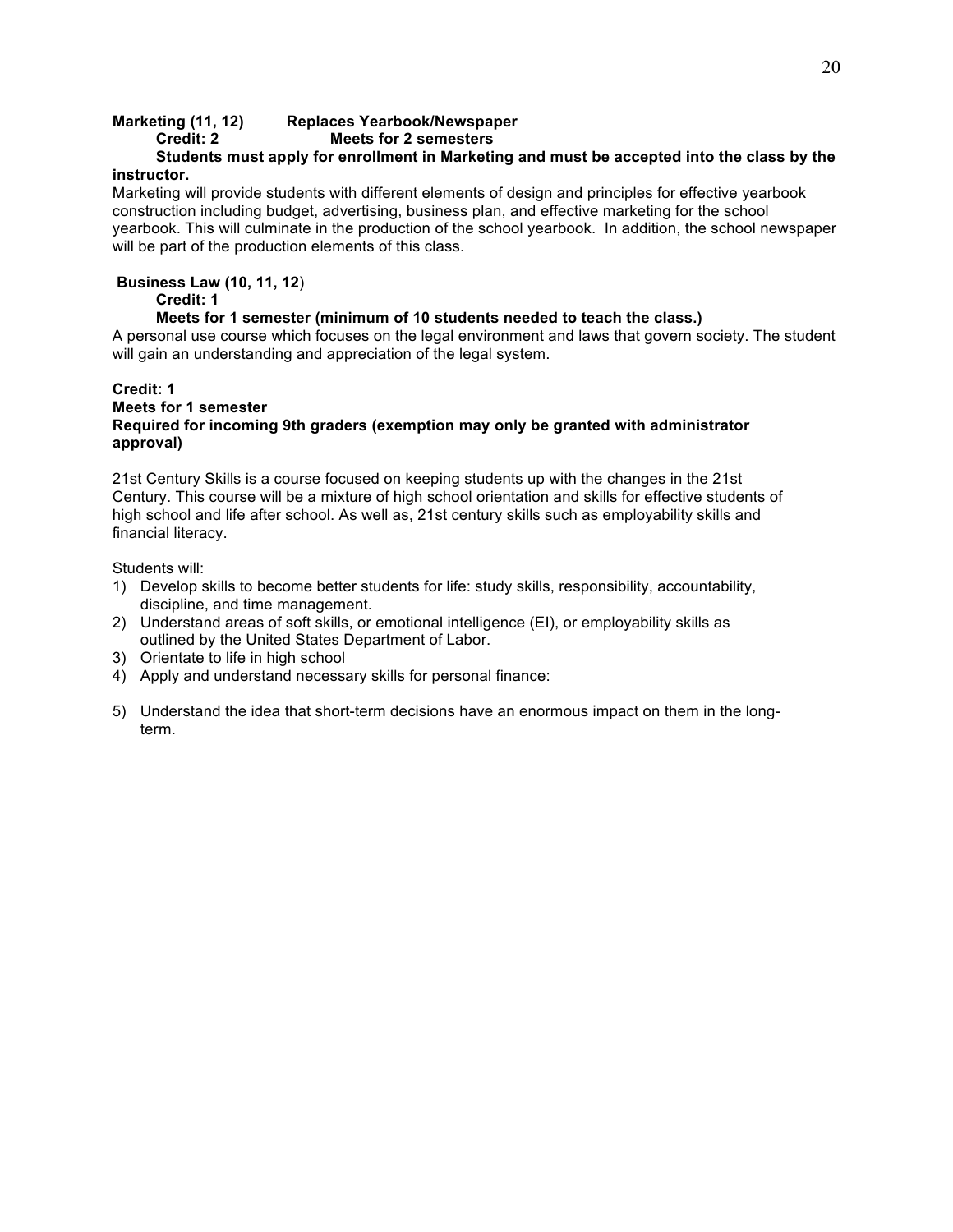**Marketing (11, 12)    Replaces Yearbook/Newspaper**
**Credit: 2    Meets for 2 semesters**
**Students must apply for enrollment in Marketing and must be accepted into the class by the instructor.**

Marketing will provide students with different elements of design and principles for effective yearbook construction including budget, advertising, business plan, and effective marketing for the school yearbook. This will culminate in the production of the school yearbook. In addition, the school newspaper will be part of the production elements of this class.

**Business Law (10, 11, 12**)
**Credit: 1**
**Meets for 1 semester (minimum of 10 students needed to teach the class.)**

A personal use course which focuses on the legal environment and laws that govern society. The student will gain an understanding and appreciation of the legal system.

**Credit: 1**
**Meets for 1 semester**
**Required for incoming 9th graders (exemption may only be granted with administrator approval)**

21st Century Skills is a course focused on keeping students up with the changes in the 21st Century. This course will be a mixture of high school orientation and skills for effective students of high school and life after school. As well as, 21st century skills such as employability skills and financial literacy.

Students will:

1) Develop skills to become better students for life: study skills, responsibility, accountability, discipline, and time management.
2) Understand areas of soft skills, or emotional intelligence (EI), or employability skills as outlined by the United States Department of Labor.
3) Orientate to life in high school
4) Apply and understand necessary skills for personal finance:
5) Understand the idea that short-term decisions have an enormous impact on them in the long-term.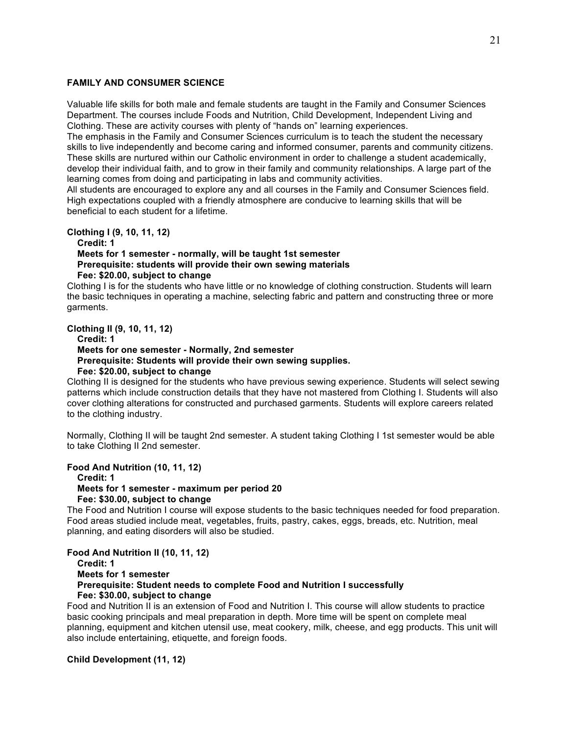## FAMILY AND CONSUMER SCIENCE

Valuable life skills for both male and female students are taught in the Family and Consumer Sciences Department. The courses include Foods and Nutrition, Child Development, Independent Living and Clothing. These are activity courses with plenty of "hands on" learning experiences.
The emphasis in the Family and Consumer Sciences curriculum is to teach the student the necessary skills to live independently and become caring and informed consumer, parents and community citizens. These skills are nurtured within our Catholic environment in order to challenge a student academically, develop their individual faith, and to grow in their family and community relationships. A large part of the learning comes from doing and participating in labs and community activities.
All students are encouraged to explore any and all courses in the Family and Consumer Sciences field. High expectations coupled with a friendly atmosphere are conducive to learning skills that will be beneficial to each student for a lifetime.

**Clothing I (9, 10, 11, 12)**
**Credit: 1**
**Meets for 1 semester - normally, will be taught 1st semester**
**Prerequisite: students will provide their own sewing materials**
**Fee: $20.00, subject to change**
Clothing I is for the students who have little or no knowledge of clothing construction. Students will learn the basic techniques in operating a machine, selecting fabric and pattern and constructing three or more garments.

**Clothing II (9, 10, 11, 12)**
**Credit: 1**
**Meets for one semester - Normally, 2nd semester**
**Prerequisite: Students will provide their own sewing supplies.**
**Fee: $20.00, subject to change**
Clothing II is designed for the students who have previous sewing experience. Students will select sewing patterns which include construction details that they have not mastered from Clothing I. Students will also cover clothing alterations for constructed and purchased garments. Students will explore careers related to the clothing industry.

Normally, Clothing II will be taught 2nd semester. A student taking Clothing I 1st semester would be able to take Clothing II 2nd semester.

**Food And Nutrition (10, 11, 12)**
**Credit: 1**
**Meets for 1 semester - maximum per period 20**
**Fee: $30.00, subject to change**
The Food and Nutrition I course will expose students to the basic techniques needed for food preparation. Food areas studied include meat, vegetables, fruits, pastry, cakes, eggs, breads, etc. Nutrition, meal planning, and eating disorders will also be studied.

**Food And Nutrition II (10, 11, 12)**
**Credit: 1**
**Meets for 1 semester**
**Prerequisite: Student needs to complete Food and Nutrition I successfully**
**Fee: $30.00, subject to change**
Food and Nutrition II is an extension of Food and Nutrition I. This course will allow students to practice basic cooking principals and meal preparation in depth. More time will be spent on complete meal planning, equipment and kitchen utensil use, meat cookery, milk, cheese, and egg products. This unit will also include entertaining, etiquette, and foreign foods.

**Child Development (11, 12)**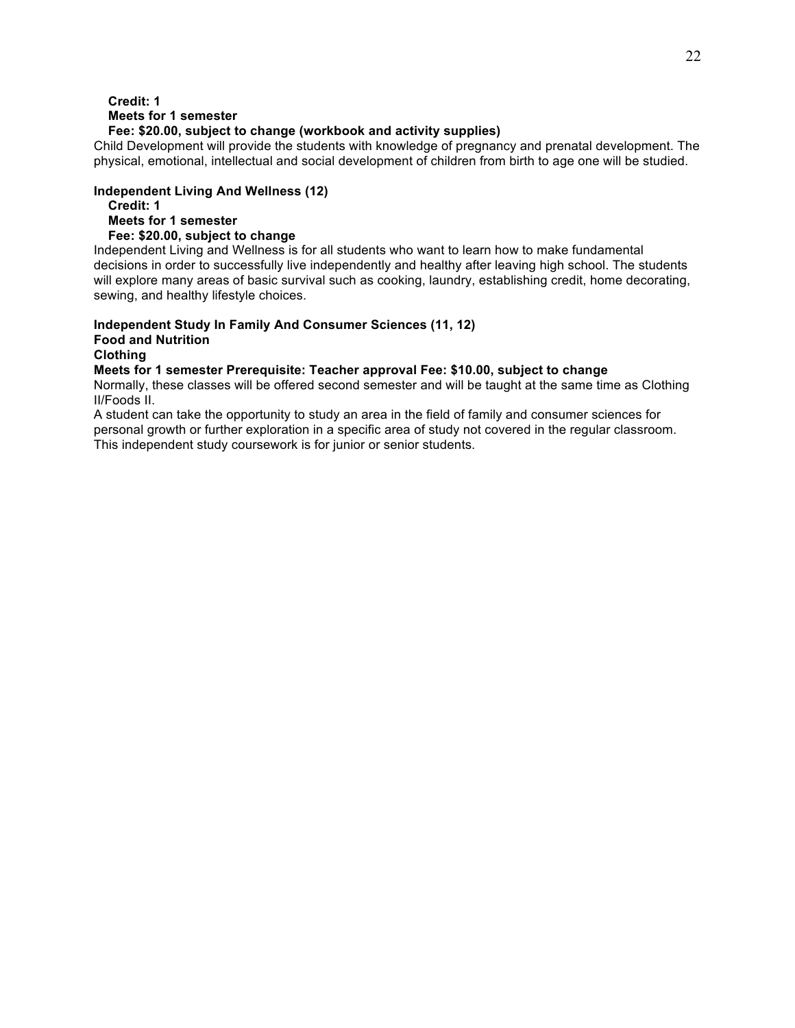**Credit: 1**
**Meets for 1 semester**
**Fee: $20.00, subject to change (workbook and activity supplies)**

Child Development will provide the students with knowledge of pregnancy and prenatal development. The physical, emotional, intellectual and social development of children from birth to age one will be studied.

**Independent Living And Wellness (12)**

**Credit: 1**
**Meets for 1 semester**
**Fee: $20.00, subject to change**

Independent Living and Wellness is for all students who want to learn how to make fundamental decisions in order to successfully live independently and healthy after leaving high school. The students will explore many areas of basic survival such as cooking, laundry, establishing credit, home decorating, sewing, and healthy lifestyle choices.

**Independent Study In Family And Consumer Sciences (11, 12)**
**Food and Nutrition**
**Clothing**
**Meets for 1 semester Prerequisite: Teacher approval Fee: $10.00, subject to change**

Normally, these classes will be offered second semester and will be taught at the same time as Clothing II/Foods II.

A student can take the opportunity to study an area in the field of family and consumer sciences for personal growth or further exploration in a specific area of study not covered in the regular classroom. This independent study coursework is for junior or senior students.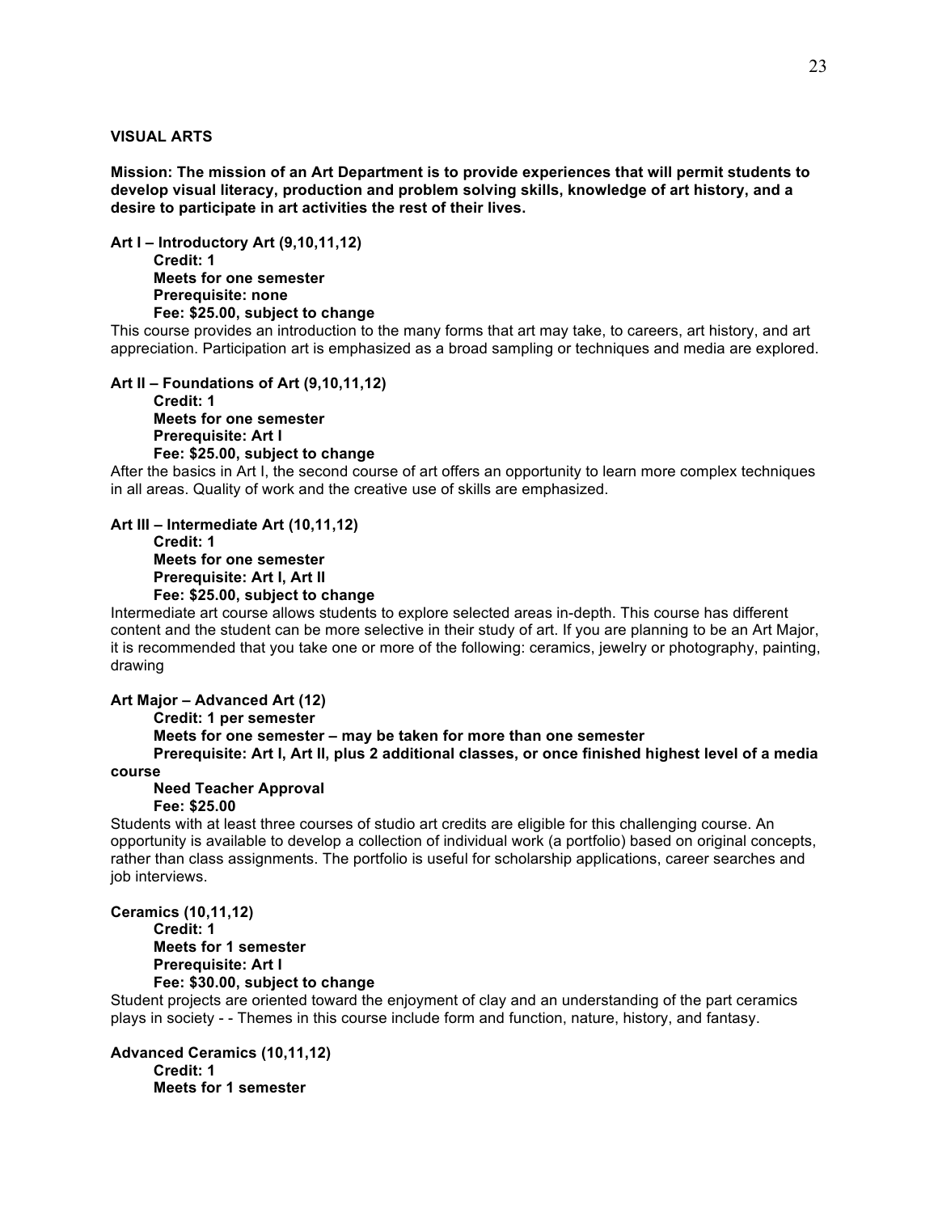## VISUAL ARTS

**Mission: The mission of an Art Department is to provide experiences that will permit students to develop visual literacy, production and problem solving skills, knowledge of art history, and a desire to participate in art activities the rest of their lives.**

**Art I – Introductory Art (9,10,11,12)**
**Credit: 1**
**Meets for one semester**
**Prerequisite: none**
**Fee: $25.00, subject to change**

This course provides an introduction to the many forms that art may take, to careers, art history, and art appreciation. Participation art is emphasized as a broad sampling or techniques and media are explored.

**Art II – Foundations of Art (9,10,11,12)**
**Credit: 1**
**Meets for one semester**
**Prerequisite: Art I**
**Fee: $25.00, subject to change**

After the basics in Art I, the second course of art offers an opportunity to learn more complex techniques in all areas. Quality of work and the creative use of skills are emphasized.

**Art III – Intermediate Art (10,11,12)**
**Credit: 1**
**Meets for one semester**
**Prerequisite: Art I, Art II**
**Fee: $25.00, subject to change**

Intermediate art course allows students to explore selected areas in-depth. This course has different content and the student can be more selective in their study of art. If you are planning to be an Art Major, it is recommended that you take one or more of the following: ceramics, jewelry or photography, painting, drawing

**Art Major – Advanced Art (12)**
**Credit: 1 per semester**
**Meets for one semester – may be taken for more than one semester**
**Prerequisite: Art I, Art II, plus 2 additional classes, or once finished highest level of a media course**
**Need Teacher Approval**
**Fee: $25.00**

Students with at least three courses of studio art credits are eligible for this challenging course. An opportunity is available to develop a collection of individual work (a portfolio) based on original concepts, rather than class assignments. The portfolio is useful for scholarship applications, career searches and job interviews.

**Ceramics (10,11,12)**
**Credit: 1**
**Meets for 1 semester**
**Prerequisite: Art I**
**Fee: $30.00, subject to change**

Student projects are oriented toward the enjoyment of clay and an understanding of the part ceramics plays in society - - Themes in this course include form and function, nature, history, and fantasy.

**Advanced Ceramics (10,11,12)**
**Credit: 1**
**Meets for 1 semester**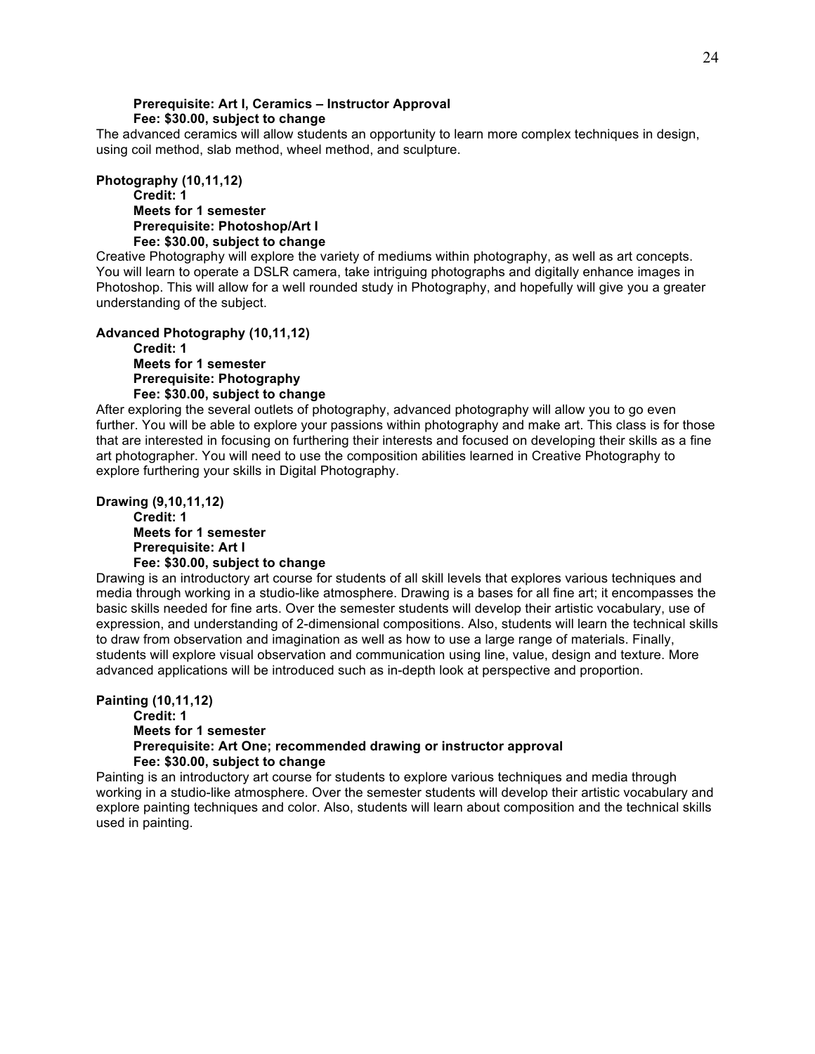**Prerequisite: Art I, Ceramics – Instructor Approval**
**Fee: $30.00, subject to change**

The advanced ceramics will allow students an opportunity to learn more complex techniques in design, using coil method, slab method, wheel method, and sculpture.

**Photography (10,11,12)**

**Credit: 1**
**Meets for 1 semester**
**Prerequisite: Photoshop/Art I**
**Fee: $30.00, subject to change**

Creative Photography will explore the variety of mediums within photography, as well as art concepts. You will learn to operate a DSLR camera, take intriguing photographs and digitally enhance images in Photoshop. This will allow for a well rounded study in Photography, and hopefully will give you a greater understanding of the subject.

**Advanced Photography (10,11,12)**

**Credit: 1**
**Meets for 1 semester**
**Prerequisite: Photography**
**Fee: $30.00, subject to change**

After exploring the several outlets of photography, advanced photography will allow you to go even further. You will be able to explore your passions within photography and make art. This class is for those that are interested in focusing on furthering their interests and focused on developing their skills as a fine art photographer. You will need to use the composition abilities learned in Creative Photography to explore furthering your skills in Digital Photography.

**Drawing (9,10,11,12)**

**Credit: 1**
**Meets for 1 semester**
**Prerequisite: Art I**
**Fee: $30.00, subject to change**

Drawing is an introductory art course for students of all skill levels that explores various techniques and media through working in a studio-like atmosphere. Drawing is a bases for all fine art; it encompasses the basic skills needed for fine arts. Over the semester students will develop their artistic vocabulary, use of expression, and understanding of 2-dimensional compositions. Also, students will learn the technical skills to draw from observation and imagination as well as how to use a large range of materials. Finally, students will explore visual observation and communication using line, value, design and texture. More advanced applications will be introduced such as in-depth look at perspective and proportion.

**Painting (10,11,12)**

**Credit: 1**
**Meets for 1 semester**
**Prerequisite: Art One; recommended drawing or instructor approval**
**Fee: $30.00, subject to change**

Painting is an introductory art course for students to explore various techniques and media through working in a studio-like atmosphere. Over the semester students will develop their artistic vocabulary and explore painting techniques and color. Also, students will learn about composition and the technical skills used in painting.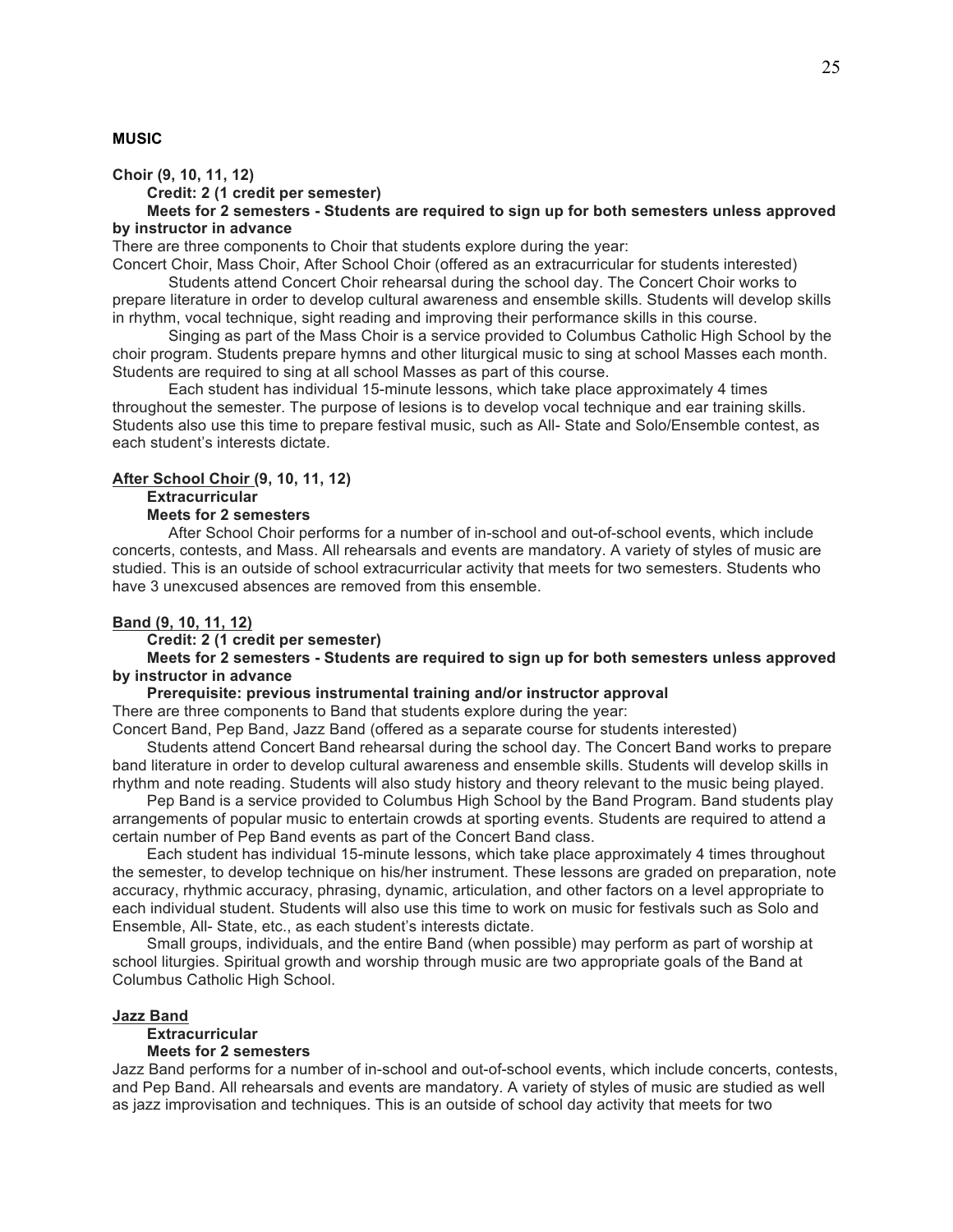**MUSIC**

**Choir (9, 10, 11, 12)**

**Credit: 2 (1 credit per semester)**

**Meets for 2 semesters - Students are required to sign up for both semesters unless approved by instructor in advance**

There are three components to Choir that students explore during the year:

Concert Choir, Mass Choir, After School Choir (offered as an extracurricular for students interested)

Students attend Concert Choir rehearsal during the school day. The Concert Choir works to prepare literature in order to develop cultural awareness and ensemble skills. Students will develop skills in rhythm, vocal technique, sight reading and improving their performance skills in this course.

Singing as part of the Mass Choir is a service provided to Columbus Catholic High School by the choir program. Students prepare hymns and other liturgical music to sing at school Masses each month. Students are required to sing at all school Masses as part of this course.

Each student has individual 15-minute lessons, which take place approximately 4 times throughout the semester. The purpose of lesions is to develop vocal technique and ear training skills. Students also use this time to prepare festival music, such as All- State and Solo/Ensemble contest, as each student's interests dictate.

**After School Choir (9, 10, 11, 12)**

**Extracurricular**

**Meets for 2 semesters**

After School Choir performs for a number of in-school and out-of-school events, which include concerts, contests, and Mass. All rehearsals and events are mandatory. A variety of styles of music are studied. This is an outside of school extracurricular activity that meets for two semesters. Students who have 3 unexcused absences are removed from this ensemble.

**Band (9, 10, 11, 12)**

**Credit: 2 (1 credit per semester)**

**Meets for 2 semesters - Students are required to sign up for both semesters unless approved by instructor in advance**

**Prerequisite: previous instrumental training and/or instructor approval**

There are three components to Band that students explore during the year:

Concert Band, Pep Band, Jazz Band (offered as a separate course for students interested)

Students attend Concert Band rehearsal during the school day. The Concert Band works to prepare band literature in order to develop cultural awareness and ensemble skills. Students will develop skills in rhythm and note reading. Students will also study history and theory relevant to the music being played.

Pep Band is a service provided to Columbus High School by the Band Program. Band students play arrangements of popular music to entertain crowds at sporting events. Students are required to attend a certain number of Pep Band events as part of the Concert Band class.

Each student has individual 15-minute lessons, which take place approximately 4 times throughout the semester, to develop technique on his/her instrument. These lessons are graded on preparation, note accuracy, rhythmic accuracy, phrasing, dynamic, articulation, and other factors on a level appropriate to each individual student. Students will also use this time to work on music for festivals such as Solo and Ensemble, All- State, etc., as each student's interests dictate.

Small groups, individuals, and the entire Band (when possible) may perform as part of worship at school liturgies. Spiritual growth and worship through music are two appropriate goals of the Band at Columbus Catholic High School.

**Jazz Band**

**Extracurricular**

**Meets for 2 semesters**

Jazz Band performs for a number of in-school and out-of-school events, which include concerts, contests, and Pep Band. All rehearsals and events are mandatory. A variety of styles of music are studied as well as jazz improvisation and techniques. This is an outside of school day activity that meets for two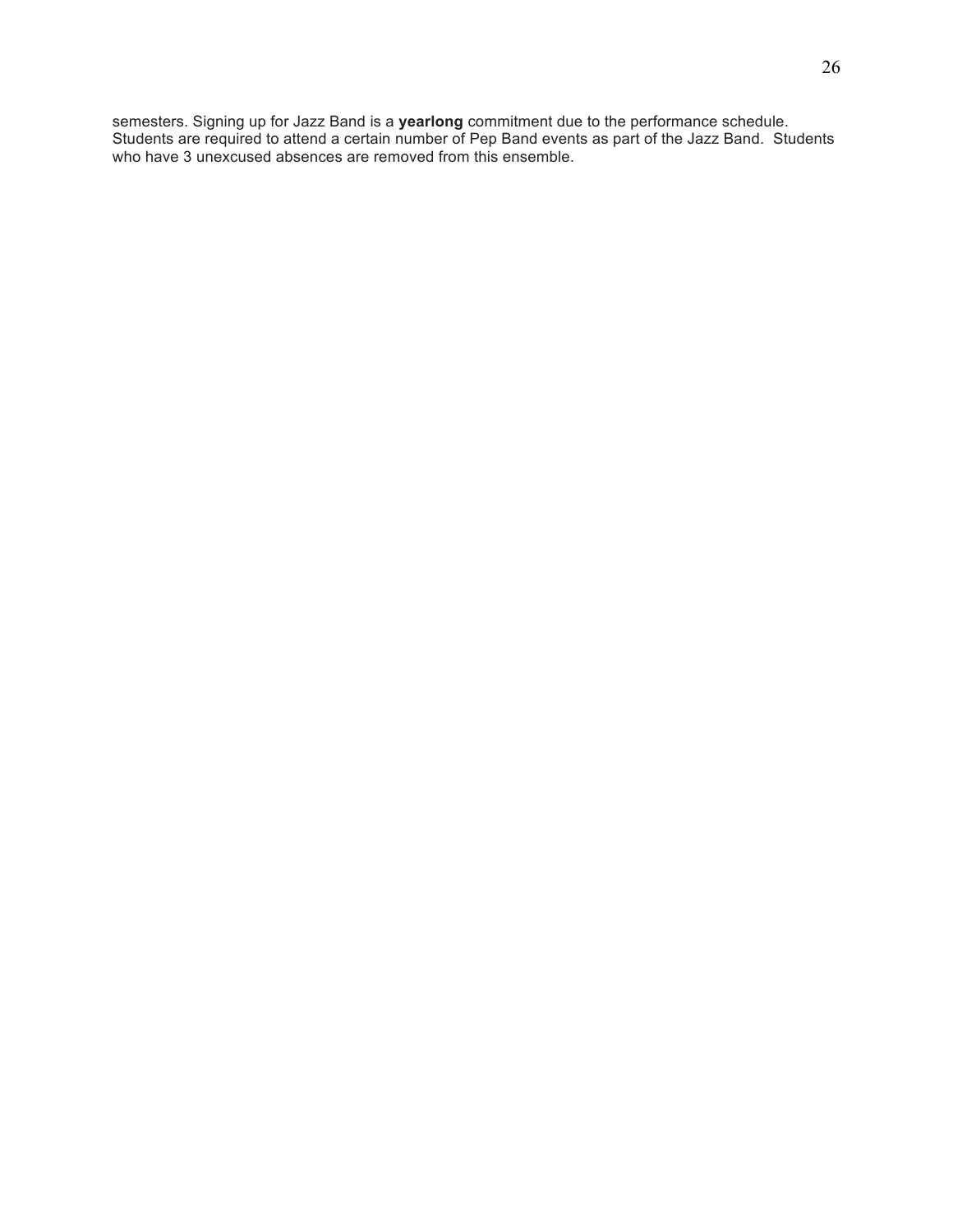semesters. Signing up for Jazz Band is a **yearlong** commitment due to the performance schedule. Students are required to attend a certain number of Pep Band events as part of the Jazz Band. Students who have 3 unexcused absences are removed from this ensemble.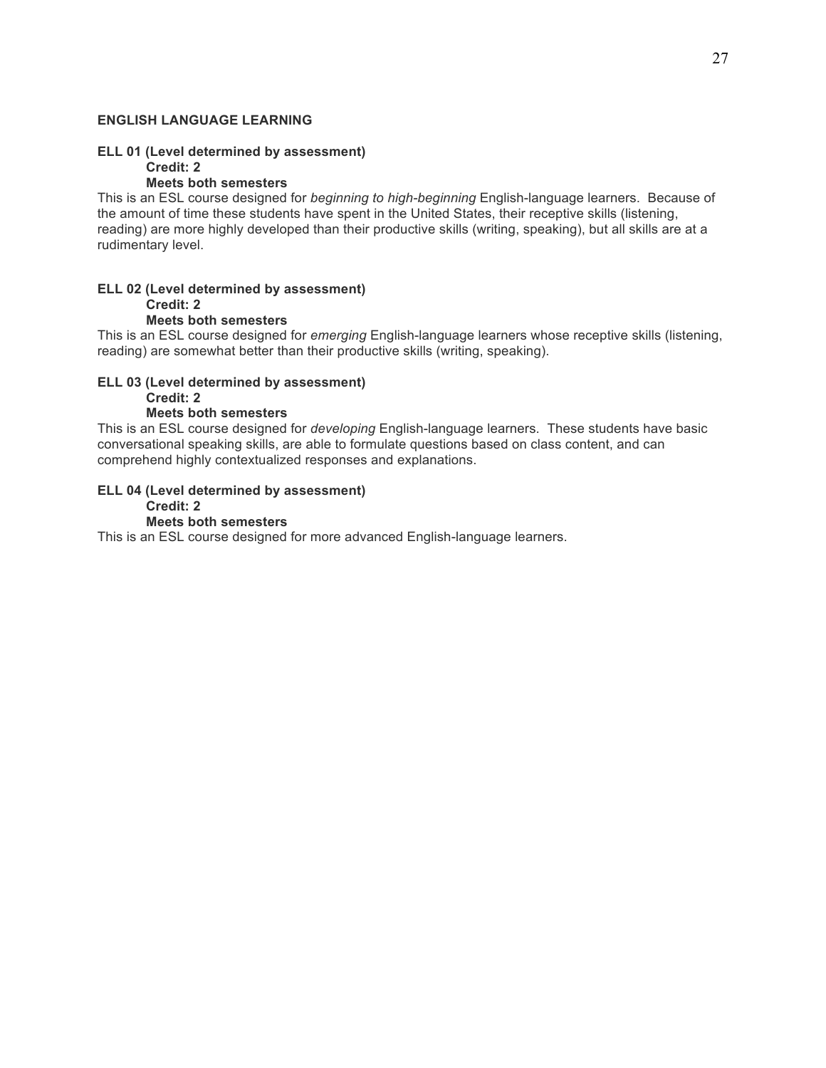## ENGLISH LANGUAGE LEARNING

**ELL 01 (Level determined by assessment)**
**Credit: 2**
**Meets both semesters**

This is an ESL course designed for *beginning to high-beginning* English-language learners. Because of the amount of time these students have spent in the United States, their receptive skills (listening, reading) are more highly developed than their productive skills (writing, speaking), but all skills are at a rudimentary level.

**ELL 02 (Level determined by assessment)**
**Credit: 2**
**Meets both semesters**

This is an ESL course designed for *emerging* English-language learners whose receptive skills (listening, reading) are somewhat better than their productive skills (writing, speaking).

**ELL 03 (Level determined by assessment)**
**Credit: 2**
**Meets both semesters**

This is an ESL course designed for *developing* English-language learners. These students have basic conversational speaking skills, are able to formulate questions based on class content, and can comprehend highly contextualized responses and explanations.

**ELL 04 (Level determined by assessment)**
**Credit: 2**
**Meets both semesters**

This is an ESL course designed for more advanced English-language learners.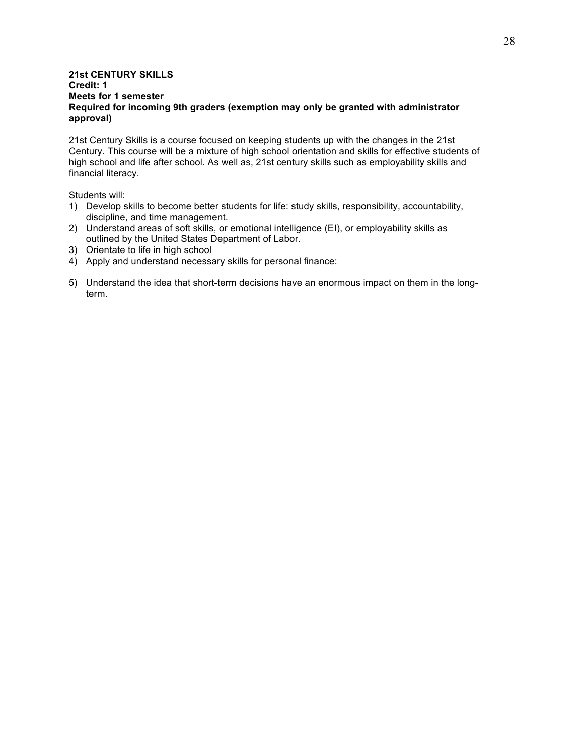**21st CENTURY SKILLS**
**Credit: 1**
**Meets for 1 semester**
**Required for incoming 9th graders (exemption may only be granted with administrator approval)**

21st Century Skills is a course focused on keeping students up with the changes in the 21st Century. This course will be a mixture of high school orientation and skills for effective students of high school and life after school. As well as, 21st century skills such as employability skills and financial literacy.

Students will:

1) Develop skills to become better students for life: study skills, responsibility, accountability, discipline, and time management.
2) Understand areas of soft skills, or emotional intelligence (EI), or employability skills as outlined by the United States Department of Labor.
3) Orientate to life in high school
4) Apply and understand necessary skills for personal finance:
5) Understand the idea that short-term decisions have an enormous impact on them in the long-term.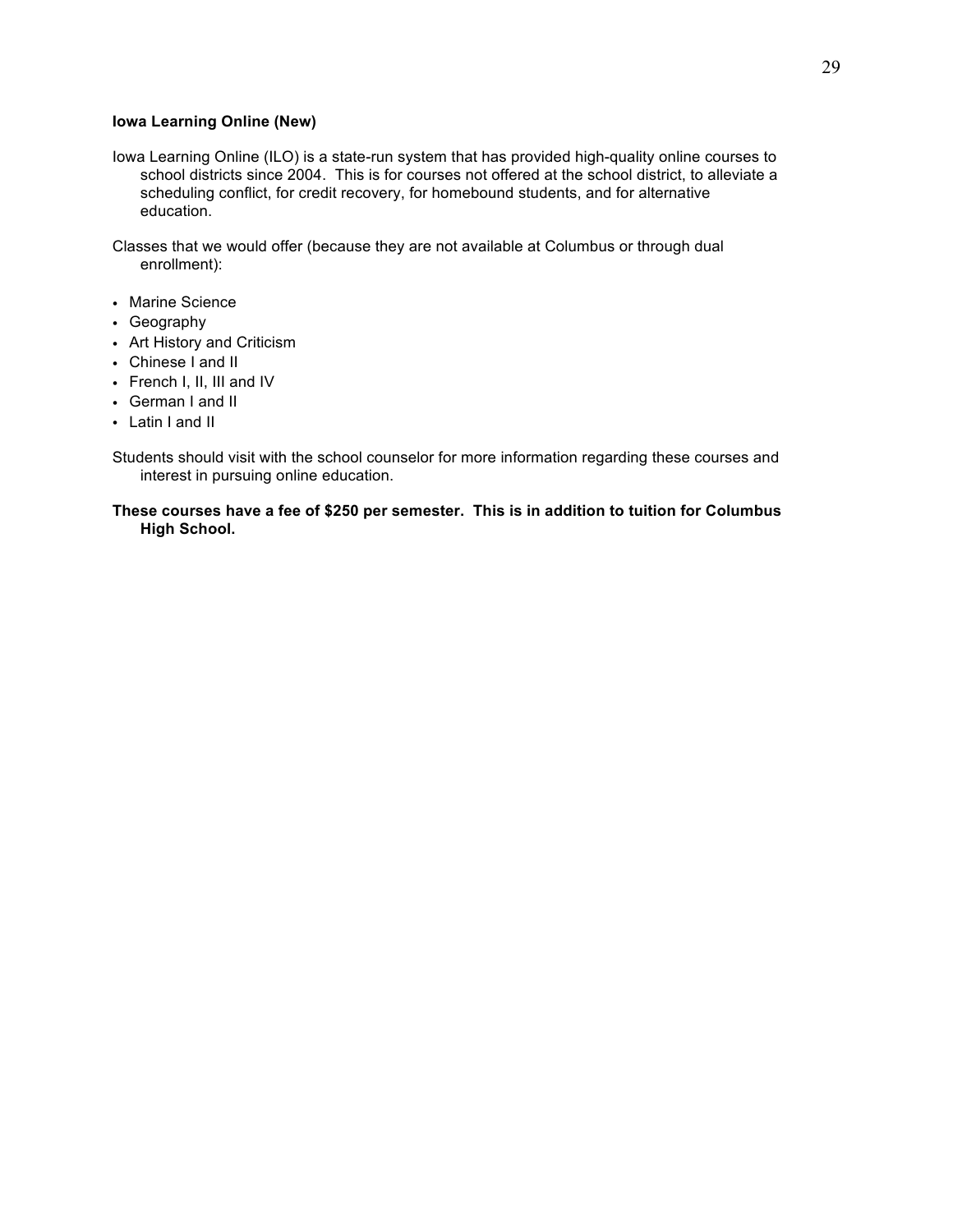### Iowa Learning Online (New)

Iowa Learning Online (ILO) is a state-run system that has provided high-quality online courses to school districts since 2004. This is for courses not offered at the school district, to alleviate a scheduling conflict, for credit recovery, for homebound students, and for alternative education.

Classes that we would offer (because they are not available at Columbus or through dual enrollment):

- Marine Science
- Geography
- Art History and Criticism
- Chinese I and II
- French I, II, III and IV
- German I and II
- Latin I and II

Students should visit with the school counselor for more information regarding these courses and interest in pursuing online education.

**These courses have a fee of $250 per semester. This is in addition to tuition for Columbus High School.**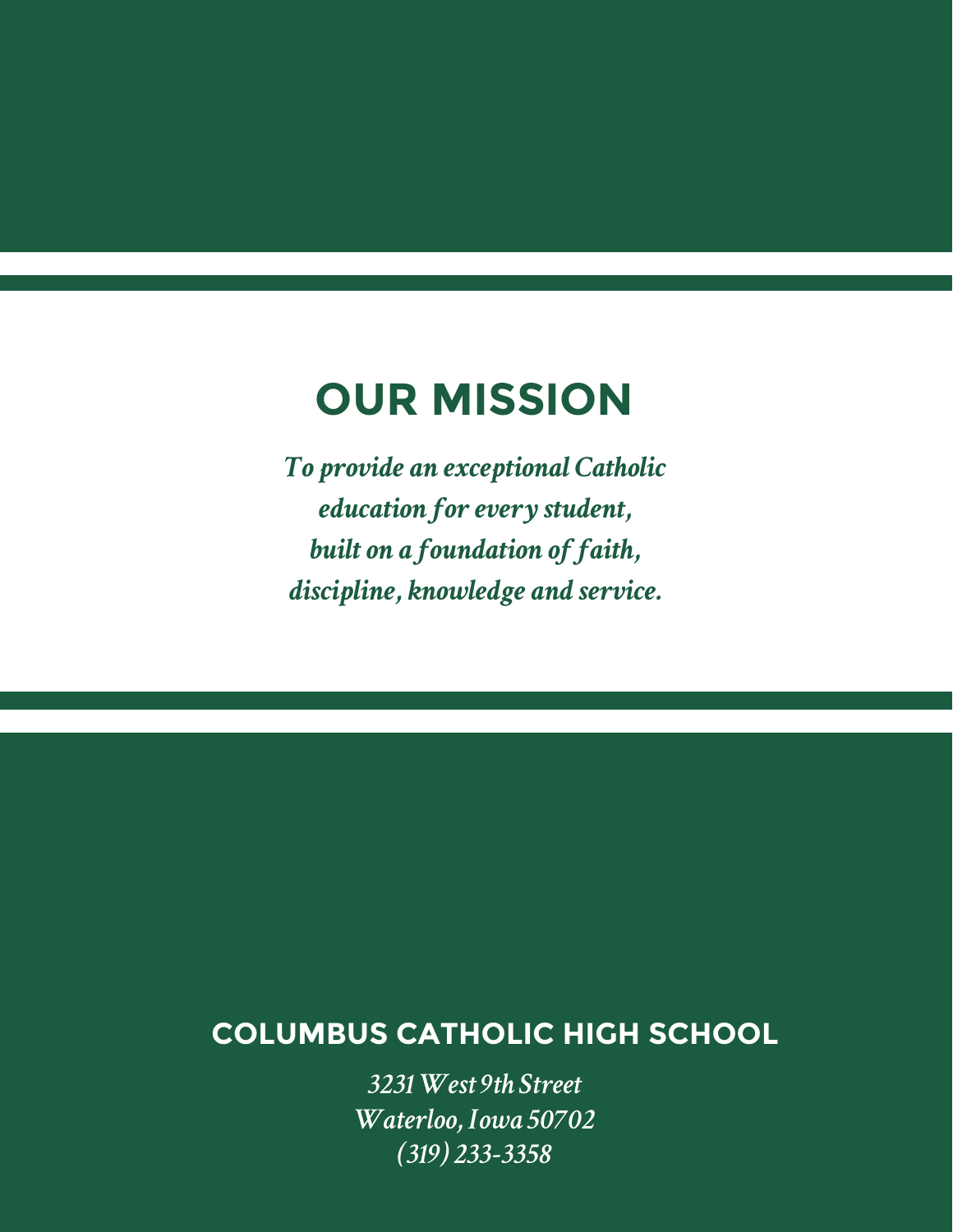## OUR MISSION

*To provide an exceptional Catholic education for every student, built on a foundation of faith, discipline, knowledge and service.*

**COLUMBUS CATHOLIC HIGH SCHOOL**

*3231 West 9th Street*
*Waterloo, Iowa 50702*
*(319) 233-3358*